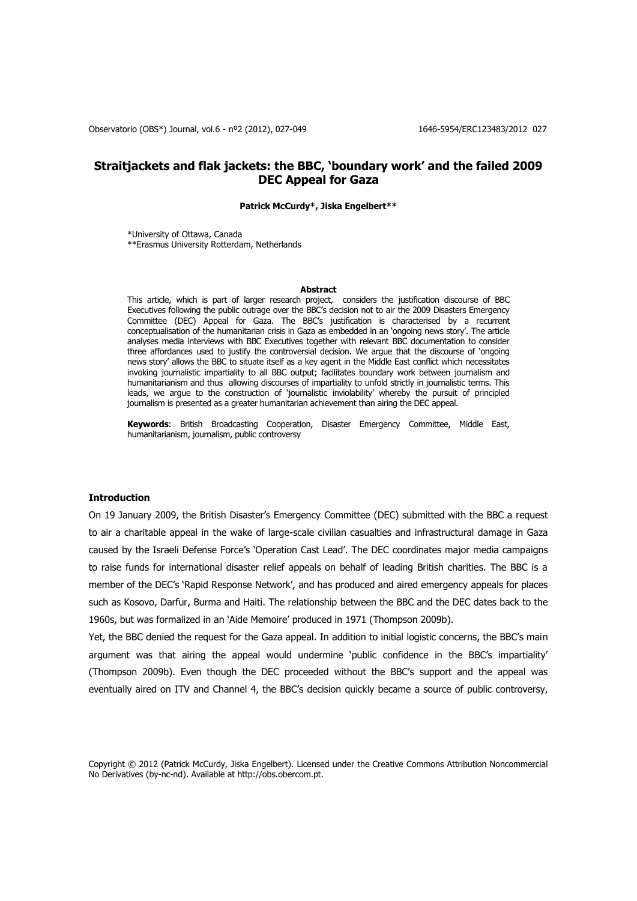# Straitjackets and flak jackets: the BBC, 'boundary work' and the failed 2009 DEC Appeal for Gaza

**Patrick McCurdy\*, Jiska Engelbert\*\***

\*University of Ottawa, Canada
\*\*Erasmus University Rotterdam, Netherlands

### Abstract

This article, which is part of larger research project, considers the justification discourse of BBC Executives following the public outrage over the BBC's decision not to air the 2009 Disasters Emergency Committee (DEC) Appeal for Gaza. The BBC's justification is characterised by a recurrent conceptualisation of the humanitarian crisis in Gaza as embedded in an 'ongoing news story'. The article analyses media interviews with BBC Executives together with relevant BBC documentation to consider three affordances used to justify the controversial decision. We argue that the discourse of 'ongoing news story' allows the BBC to situate itself as a key agent in the Middle East conflict which necessitates invoking journalistic impartiality to all BBC output; facilitates boundary work between journalism and humanitarianism and thus allowing discourses of impartiality to unfold strictly in journalistic terms. This leads, we argue to the construction of 'journalistic inviolability' whereby the pursuit of principled journalism is presented as a greater humanitarian achievement than airing the DEC appeal.

**Keywords**: British Broadcasting Cooperation, Disaster Emergency Committee, Middle East, humanitarianism, journalism, public controversy

## Introduction

On 19 January 2009, the British Disaster's Emergency Committee (DEC) submitted with the BBC a request to air a charitable appeal in the wake of large-scale civilian casualties and infrastructural damage in Gaza caused by the Israeli Defense Force's 'Operation Cast Lead'. The DEC coordinates major media campaigns to raise funds for international disaster relief appeals on behalf of leading British charities. The BBC is a member of the DEC's 'Rapid Response Network', and has produced and aired emergency appeals for places such as Kosovo, Darfur, Burma and Haiti. The relationship between the BBC and the DEC dates back to the 1960s, but was formalized in an 'Aide Memoire' produced in 1971 (Thompson 2009b).

Yet, the BBC denied the request for the Gaza appeal. In addition to initial logistic concerns, the BBC's main argument was that airing the appeal would undermine 'public confidence in the BBC's impartiality' (Thompson 2009b). Even though the DEC proceeded without the BBC's support and the appeal was eventually aired on ITV and Channel 4, the BBC's decision quickly became a source of public controversy,

Copyright © 2012 (Patrick McCurdy, Jiska Engelbert). Licensed under the Creative Commons Attribution Noncommercial No Derivatives (by-nc-nd). Available at http://obs.obercom.pt.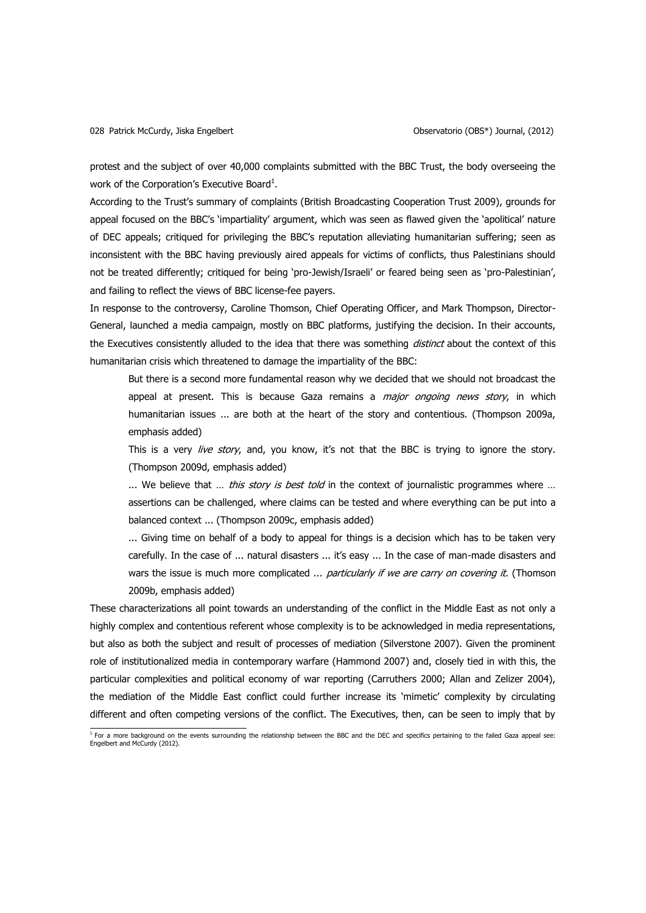protest and the subject of over 40,000 complaints submitted with the BBC Trust, the body overseeing the work of the Corporation's Executive Board[1].

According to the Trust's summary of complaints (British Broadcasting Cooperation Trust 2009), grounds for appeal focused on the BBC's 'impartiality' argument, which was seen as flawed given the 'apolitical' nature of DEC appeals; critiqued for privileging the BBC's reputation alleviating humanitarian suffering; seen as inconsistent with the BBC having previously aired appeals for victims of conflicts, thus Palestinians should not be treated differently; critiqued for being 'pro-Jewish/Israeli' or feared being seen as 'pro-Palestinian', and failing to reflect the views of BBC license-fee payers.

In response to the controversy, Caroline Thomson, Chief Operating Officer, and Mark Thompson, Director-General, launched a media campaign, mostly on BBC platforms, justifying the decision. In their accounts, the Executives consistently alluded to the idea that there was something *distinct* about the context of this humanitarian crisis which threatened to damage the impartiality of the BBC:

> But there is a second more fundamental reason why we decided that we should not broadcast the appeal at present. This is because Gaza remains a *major ongoing news story*, in which humanitarian issues ... are both at the heart of the story and contentious. (Thompson 2009a, emphasis added)
>
> This is a very *live story*, and, you know, it's not that the BBC is trying to ignore the story. (Thompson 2009d, emphasis added)
>
> ... We believe that … *this story is best told* in the context of journalistic programmes where … assertions can be challenged, where claims can be tested and where everything can be put into a balanced context ... (Thompson 2009c, emphasis added)
>
> ... Giving time on behalf of a body to appeal for things is a decision which has to be taken very carefully. In the case of ... natural disasters ... it's easy ... In the case of man-made disasters and wars the issue is much more complicated ... *particularly if we are carry on covering it*. (Thomson 2009b, emphasis added)

These characterizations all point towards an understanding of the conflict in the Middle East as not only a highly complex and contentious referent whose complexity is to be acknowledged in media representations, but also as both the subject and result of processes of mediation (Silverstone 2007). Given the prominent role of institutionalized media in contemporary warfare (Hammond 2007) and, closely tied in with this, the particular complexities and political economy of war reporting (Carruthers 2000; Allan and Zelizer 2004), the mediation of the Middle East conflict could further increase its 'mimetic' complexity by circulating different and often competing versions of the conflict. The Executives, then, can be seen to imply that by

---

[1] For a more background on the events surrounding the relationship between the BBC and the DEC and specifics pertaining to the failed Gaza appeal see: Engelbert and McCurdy (2012).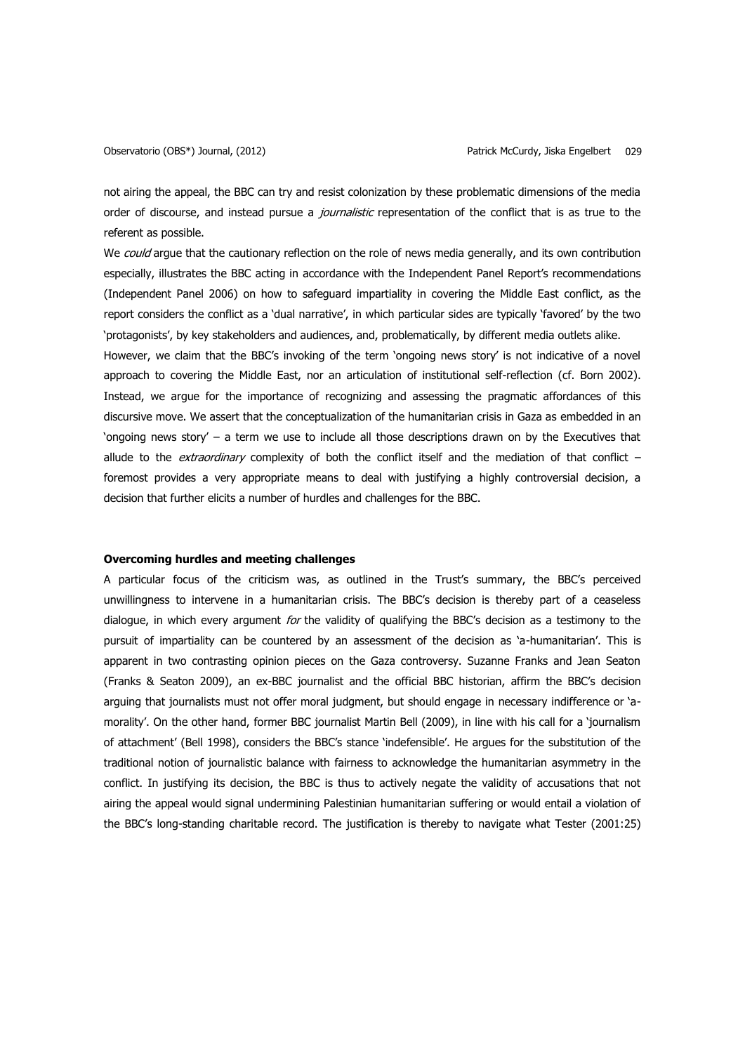not airing the appeal, the BBC can try and resist colonization by these problematic dimensions of the media order of discourse, and instead pursue a *journalistic* representation of the conflict that is as true to the referent as possible.

We *could* argue that the cautionary reflection on the role of news media generally, and its own contribution especially, illustrates the BBC acting in accordance with the Independent Panel Report's recommendations (Independent Panel 2006) on how to safeguard impartiality in covering the Middle East conflict, as the report considers the conflict as a 'dual narrative', in which particular sides are typically 'favored' by the two 'protagonists', by key stakeholders and audiences, and, problematically, by different media outlets alike.

However, we claim that the BBC's invoking of the term 'ongoing news story' is not indicative of a novel approach to covering the Middle East, nor an articulation of institutional self-reflection (cf. Born 2002). Instead, we argue for the importance of recognizing and assessing the pragmatic affordances of this discursive move. We assert that the conceptualization of the humanitarian crisis in Gaza as embedded in an 'ongoing news story' – a term we use to include all those descriptions drawn on by the Executives that allude to the *extraordinary* complexity of both the conflict itself and the mediation of that conflict – foremost provides a very appropriate means to deal with justifying a highly controversial decision, a decision that further elicits a number of hurdles and challenges for the BBC.

### Overcoming hurdles and meeting challenges

A particular focus of the criticism was, as outlined in the Trust's summary, the BBC's perceived unwillingness to intervene in a humanitarian crisis. The BBC's decision is thereby part of a ceaseless dialogue, in which every argument *for* the validity of qualifying the BBC's decision as a testimony to the pursuit of impartiality can be countered by an assessment of the decision as 'a-humanitarian'. This is apparent in two contrasting opinion pieces on the Gaza controversy. Suzanne Franks and Jean Seaton (Franks & Seaton 2009), an ex-BBC journalist and the official BBC historian, affirm the BBC's decision arguing that journalists must not offer moral judgment, but should engage in necessary indifference or 'a-morality'. On the other hand, former BBC journalist Martin Bell (2009), in line with his call for a 'journalism of attachment' (Bell 1998), considers the BBC's stance 'indefensible'. He argues for the substitution of the traditional notion of journalistic balance with fairness to acknowledge the humanitarian asymmetry in the conflict. In justifying its decision, the BBC is thus to actively negate the validity of accusations that not airing the appeal would signal undermining Palestinian humanitarian suffering or would entail a violation of the BBC's long-standing charitable record. The justification is thereby to navigate what Tester (2001:25)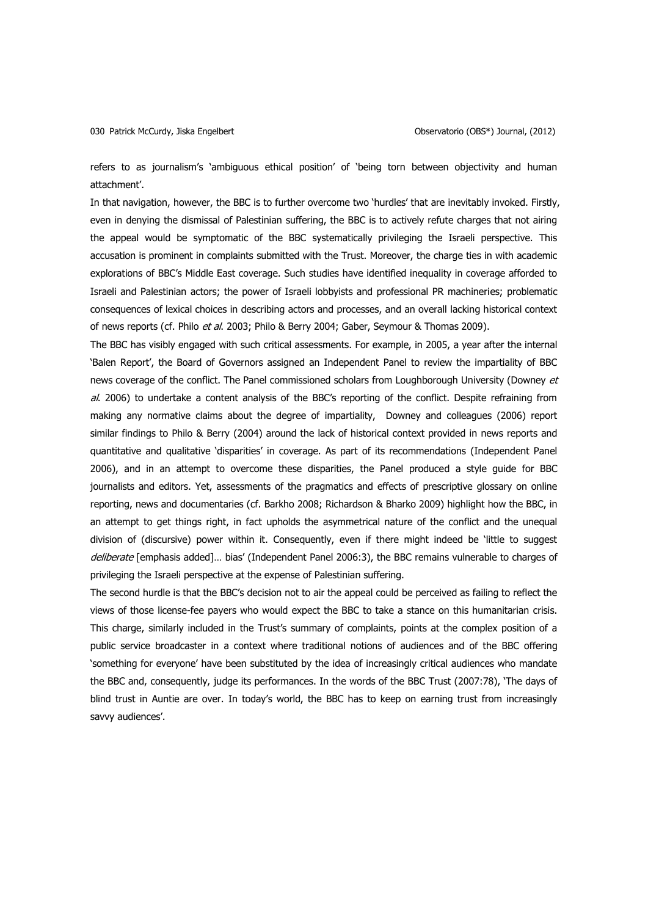refers to as journalism's 'ambiguous ethical position' of 'being torn between objectivity and human attachment'.

In that navigation, however, the BBC is to further overcome two 'hurdles' that are inevitably invoked. Firstly, even in denying the dismissal of Palestinian suffering, the BBC is to actively refute charges that not airing the appeal would be symptomatic of the BBC systematically privileging the Israeli perspective. This accusation is prominent in complaints submitted with the Trust. Moreover, the charge ties in with academic explorations of BBC's Middle East coverage. Such studies have identified inequality in coverage afforded to Israeli and Palestinian actors; the power of Israeli lobbyists and professional PR machineries; problematic consequences of lexical choices in describing actors and processes, and an overall lacking historical context of news reports (cf. Philo *et al.* 2003; Philo & Berry 2004; Gaber, Seymour & Thomas 2009).

The BBC has visibly engaged with such critical assessments. For example, in 2005, a year after the internal 'Balen Report', the Board of Governors assigned an Independent Panel to review the impartiality of BBC news coverage of the conflict. The Panel commissioned scholars from Loughborough University (Downey *et al.* 2006) to undertake a content analysis of the BBC's reporting of the conflict. Despite refraining from making any normative claims about the degree of impartiality, Downey and colleagues (2006) report similar findings to Philo & Berry (2004) around the lack of historical context provided in news reports and quantitative and qualitative 'disparities' in coverage. As part of its recommendations (Independent Panel 2006), and in an attempt to overcome these disparities, the Panel produced a style guide for BBC journalists and editors. Yet, assessments of the pragmatics and effects of prescriptive glossary on online reporting, news and documentaries (cf. Barkho 2008; Richardson & Bharko 2009) highlight how the BBC, in an attempt to get things right, in fact upholds the asymmetrical nature of the conflict and the unequal division of (discursive) power within it. Consequently, even if there might indeed be 'little to suggest *deliberate* [emphasis added]… bias' (Independent Panel 2006:3), the BBC remains vulnerable to charges of privileging the Israeli perspective at the expense of Palestinian suffering.

The second hurdle is that the BBC's decision not to air the appeal could be perceived as failing to reflect the views of those license-fee payers who would expect the BBC to take a stance on this humanitarian crisis. This charge, similarly included in the Trust's summary of complaints, points at the complex position of a public service broadcaster in a context where traditional notions of audiences and of the BBC offering 'something for everyone' have been substituted by the idea of increasingly critical audiences who mandate the BBC and, consequently, judge its performances. In the words of the BBC Trust (2007:78), 'The days of blind trust in Auntie are over. In today's world, the BBC has to keep on earning trust from increasingly savvy audiences'.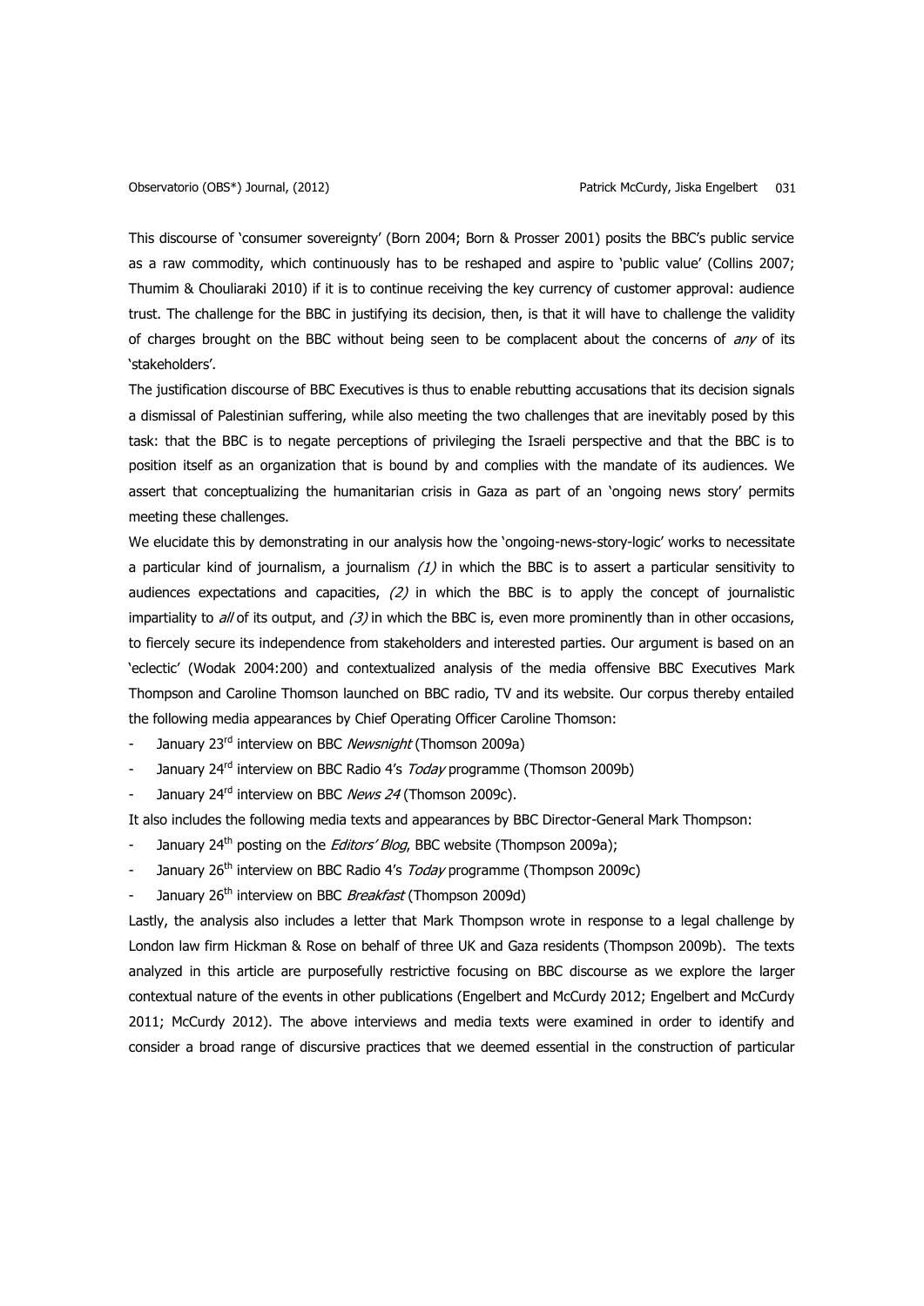This discourse of 'consumer sovereignty' (Born 2004; Born & Prosser 2001) posits the BBC's public service as a raw commodity, which continuously has to be reshaped and aspire to 'public value' (Collins 2007; Thumim & Chouliaraki 2010) if it is to continue receiving the key currency of customer approval: audience trust. The challenge for the BBC in justifying its decision, then, is that it will have to challenge the validity of charges brought on the BBC without being seen to be complacent about the concerns of *any* of its 'stakeholders'.

The justification discourse of BBC Executives is thus to enable rebutting accusations that its decision signals a dismissal of Palestinian suffering, while also meeting the two challenges that are inevitably posed by this task: that the BBC is to negate perceptions of privileging the Israeli perspective and that the BBC is to position itself as an organization that is bound by and complies with the mandate of its audiences. We assert that conceptualizing the humanitarian crisis in Gaza as part of an 'ongoing news story' permits meeting these challenges.

We elucidate this by demonstrating in our analysis how the 'ongoing-news-story-logic' works to necessitate a particular kind of journalism, a journalism *(1)* in which the BBC is to assert a particular sensitivity to audiences expectations and capacities, *(2)* in which the BBC is to apply the concept of journalistic impartiality to *all* of its output, and *(3)* in which the BBC is, even more prominently than in other occasions, to fiercely secure its independence from stakeholders and interested parties. Our argument is based on an 'eclectic' (Wodak 2004:200) and contextualized analysis of the media offensive BBC Executives Mark Thompson and Caroline Thomson launched on BBC radio, TV and its website. Our corpus thereby entailed the following media appearances by Chief Operating Officer Caroline Thomson:

- January 23rd interview on BBC *Newsnight* (Thomson 2009a)
- January 24rd interview on BBC Radio 4's *Today* programme (Thomson 2009b)
- January 24rd interview on BBC *News 24* (Thomson 2009c).

It also includes the following media texts and appearances by BBC Director-General Mark Thompson:

- January 24th posting on the *Editors' Blog*, BBC website (Thompson 2009a);
- January 26th interview on BBC Radio 4's *Today* programme (Thompson 2009c)
- January 26th interview on BBC *Breakfast* (Thompson 2009d)

Lastly, the analysis also includes a letter that Mark Thompson wrote in response to a legal challenge by London law firm Hickman & Rose on behalf of three UK and Gaza residents (Thompson 2009b). The texts analyzed in this article are purposefully restrictive focusing on BBC discourse as we explore the larger contextual nature of the events in other publications (Engelbert and McCurdy 2012; Engelbert and McCurdy 2011; McCurdy 2012). The above interviews and media texts were examined in order to identify and consider a broad range of discursive practices that we deemed essential in the construction of particular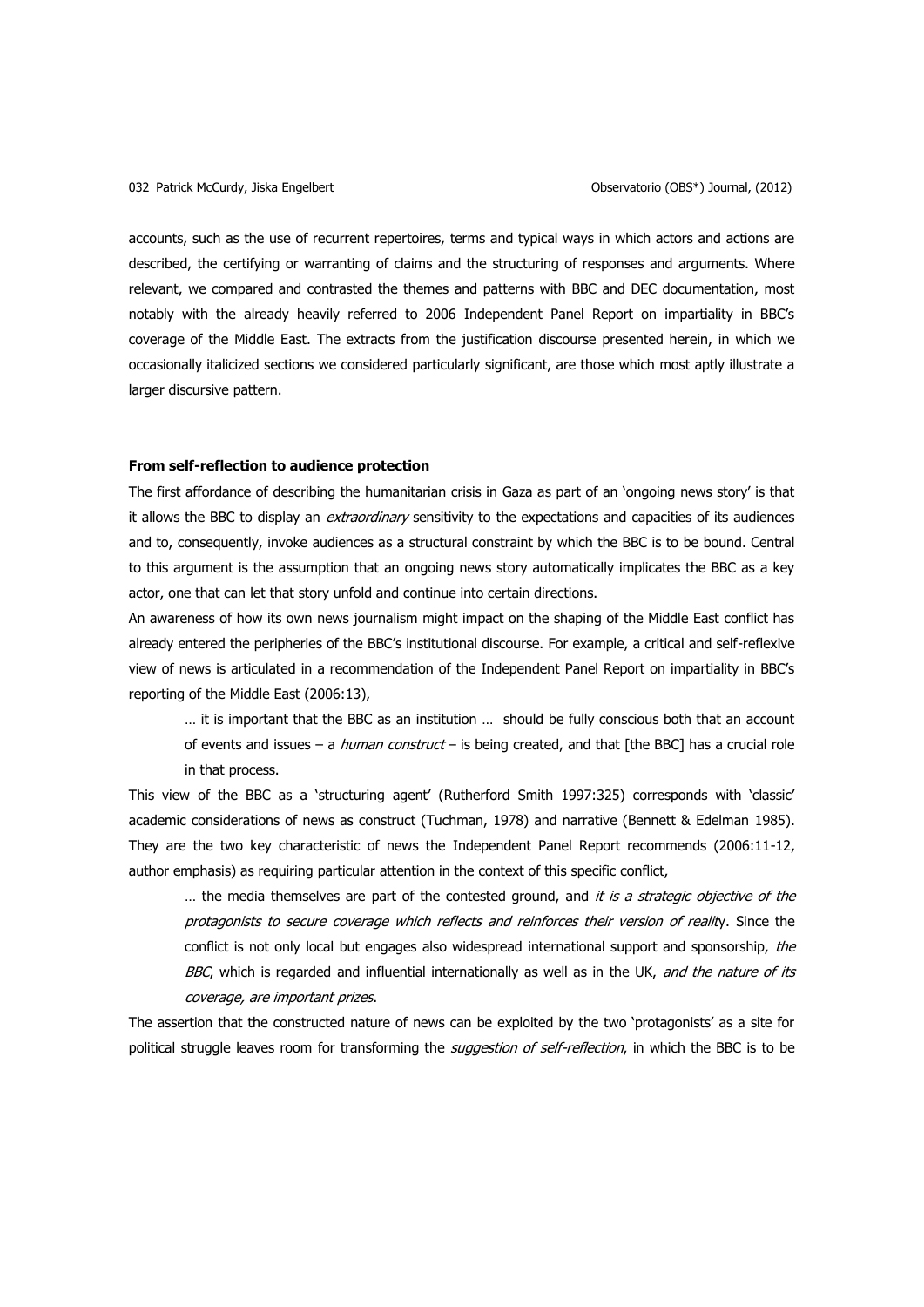accounts, such as the use of recurrent repertoires, terms and typical ways in which actors and actions are described, the certifying or warranting of claims and the structuring of responses and arguments. Where relevant, we compared and contrasted the themes and patterns with BBC and DEC documentation, most notably with the already heavily referred to 2006 Independent Panel Report on impartiality in BBC's coverage of the Middle East. The extracts from the justification discourse presented herein, in which we occasionally italicized sections we considered particularly significant, are those which most aptly illustrate a larger discursive pattern.

**From self-reflection to audience protection**

The first affordance of describing the humanitarian crisis in Gaza as part of an 'ongoing news story' is that it allows the BBC to display an *extraordinary* sensitivity to the expectations and capacities of its audiences and to, consequently, invoke audiences as a structural constraint by which the BBC is to be bound. Central to this argument is the assumption that an ongoing news story automatically implicates the BBC as a key actor, one that can let that story unfold and continue into certain directions.

An awareness of how its own news journalism might impact on the shaping of the Middle East conflict has already entered the peripheries of the BBC's institutional discourse. For example, a critical and self-reflexive view of news is articulated in a recommendation of the Independent Panel Report on impartiality in BBC's reporting of the Middle East (2006:13),

> … it is important that the BBC as an institution … should be fully conscious both that an account of events and issues – a *human construct* – is being created, and that [the BBC] has a crucial role in that process.

This view of the BBC as a 'structuring agent' (Rutherford Smith 1997:325) corresponds with 'classic' academic considerations of news as construct (Tuchman, 1978) and narrative (Bennett & Edelman 1985). They are the two key characteristic of news the Independent Panel Report recommends (2006:11-12, author emphasis) as requiring particular attention in the context of this specific conflict,

> … the media themselves are part of the contested ground, and *it is a strategic objective of the protagonists to secure coverage which reflects and reinforces their version of reality*. Since the conflict is not only local but engages also widespread international support and sponsorship, *the BBC*, which is regarded and influential internationally as well as in the UK, *and the nature of its coverage, are important prizes*.

The assertion that the constructed nature of news can be exploited by the two 'protagonists' as a site for political struggle leaves room for transforming the *suggestion of self-reflection*, in which the BBC is to be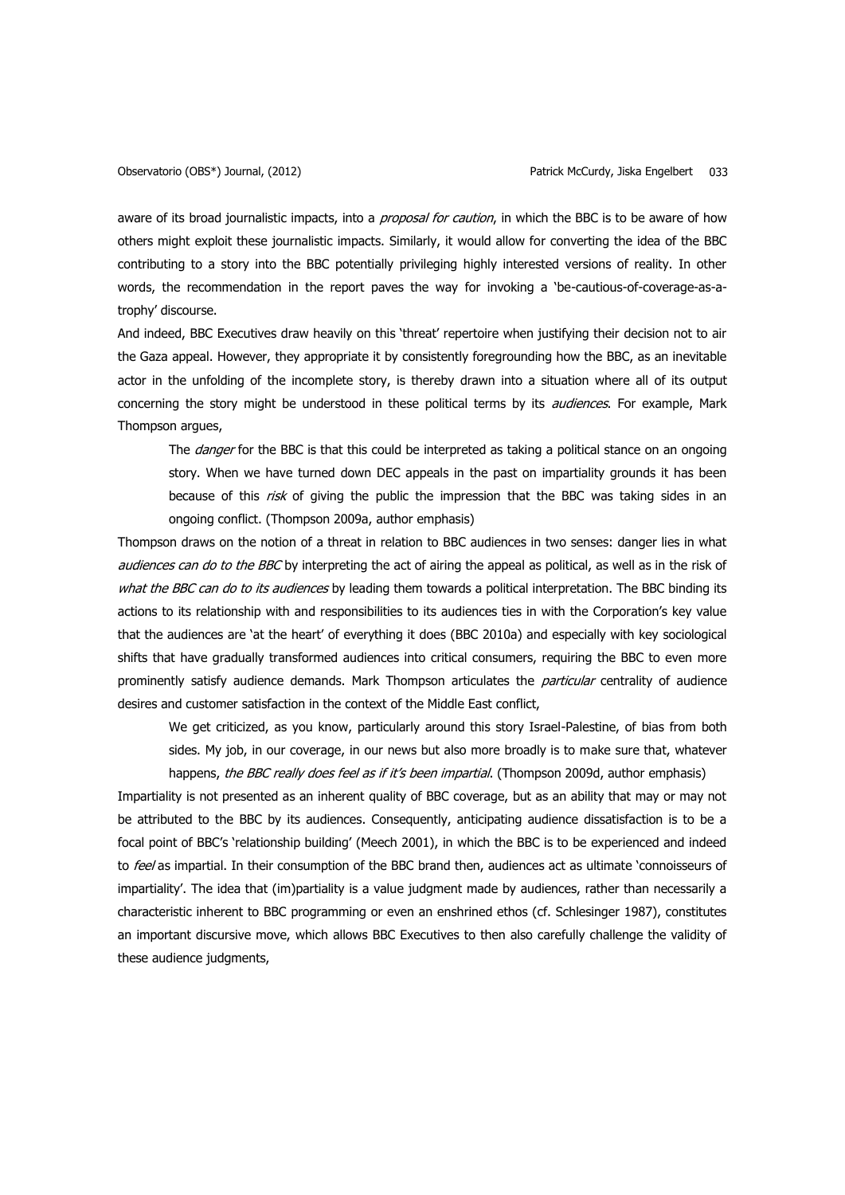aware of its broad journalistic impacts, into a *proposal for caution*, in which the BBC is to be aware of how others might exploit these journalistic impacts. Similarly, it would allow for converting the idea of the BBC contributing to a story into the BBC potentially privileging highly interested versions of reality. In other words, the recommendation in the report paves the way for invoking a 'be-cautious-of-coverage-as-a-trophy' discourse.

And indeed, BBC Executives draw heavily on this 'threat' repertoire when justifying their decision not to air the Gaza appeal. However, they appropriate it by consistently foregrounding how the BBC, as an inevitable actor in the unfolding of the incomplete story, is thereby drawn into a situation where all of its output concerning the story might be understood in these political terms by its *audiences*. For example, Mark Thompson argues,

> The *danger* for the BBC is that this could be interpreted as taking a political stance on an ongoing story. When we have turned down DEC appeals in the past on impartiality grounds it has been because of this *risk* of giving the public the impression that the BBC was taking sides in an ongoing conflict. (Thompson 2009a, author emphasis)

Thompson draws on the notion of a threat in relation to BBC audiences in two senses: danger lies in what *audiences can do to the BBC* by interpreting the act of airing the appeal as political, as well as in the risk of *what the BBC can do to its audiences* by leading them towards a political interpretation. The BBC binding its actions to its relationship with and responsibilities to its audiences ties in with the Corporation's key value that the audiences are 'at the heart' of everything it does (BBC 2010a) and especially with key sociological shifts that have gradually transformed audiences into critical consumers, requiring the BBC to even more prominently satisfy audience demands. Mark Thompson articulates the *particular* centrality of audience desires and customer satisfaction in the context of the Middle East conflict,

> We get criticized, as you know, particularly around this story Israel-Palestine, of bias from both sides. My job, in our coverage, in our news but also more broadly is to make sure that, whatever happens, *the BBC really does feel as if it's been impartial*. (Thompson 2009d, author emphasis)

Impartiality is not presented as an inherent quality of BBC coverage, but as an ability that may or may not be attributed to the BBC by its audiences. Consequently, anticipating audience dissatisfaction is to be a focal point of BBC's 'relationship building' (Meech 2001), in which the BBC is to be experienced and indeed to *feel* as impartial. In their consumption of the BBC brand then, audiences act as ultimate 'connoisseurs of impartiality'. The idea that (im)partiality is a value judgment made by audiences, rather than necessarily a characteristic inherent to BBC programming or even an enshrined ethos (cf. Schlesinger 1987), constitutes an important discursive move, which allows BBC Executives to then also carefully challenge the validity of these audience judgments,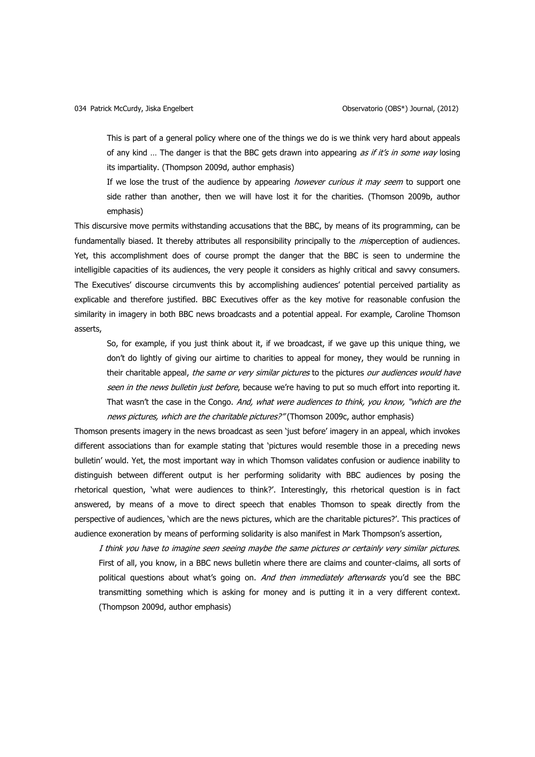> This is part of a general policy where one of the things we do is we think very hard about appeals of any kind … The danger is that the BBC gets drawn into appearing *as if it's in some way* losing its impartiality. (Thompson 2009d, author emphasis)
>
> If we lose the trust of the audience by appearing *however curious it may seem* to support one side rather than another, then we will have lost it for the charities. (Thomson 2009b, author emphasis)

This discursive move permits withstanding accusations that the BBC, by means of its programming, can be fundamentally biased. It thereby attributes all responsibility principally to the *mis*perception of audiences. Yet, this accomplishment does of course prompt the danger that the BBC is seen to undermine the intelligible capacities of its audiences, the very people it considers as highly critical and savvy consumers. The Executives' discourse circumvents this by accomplishing audiences' potential perceived partiality as explicable and therefore justified. BBC Executives offer as the key motive for reasonable confusion the similarity in imagery in both BBC news broadcasts and a potential appeal. For example, Caroline Thomson asserts,

> So, for example, if you just think about it, if we broadcast, if we gave up this unique thing, we don't do lightly of giving our airtime to charities to appeal for money, they would be running in their charitable appeal, *the same or very similar pictures* to the pictures *our audiences would have seen in the news bulletin just before*, because we're having to put so much effort into reporting it. That wasn't the case in the Congo. *And, what were audiences to think, you know, "which are the news pictures, which are the charitable pictures?"* (Thomson 2009c, author emphasis)

Thomson presents imagery in the news broadcast as seen 'just before' imagery in an appeal, which invokes different associations than for example stating that 'pictures would resemble those in a preceding news bulletin' would. Yet, the most important way in which Thomson validates confusion or audience inability to distinguish between different output is her performing solidarity with BBC audiences by posing the rhetorical question, 'what were audiences to think?'. Interestingly, this rhetorical question is in fact answered, by means of a move to direct speech that enables Thomson to speak directly from the perspective of audiences, 'which are the news pictures, which are the charitable pictures?'. This practices of audience exoneration by means of performing solidarity is also manifest in Mark Thompson's assertion,

> *I think you have to imagine seen seeing maybe the same pictures or certainly very similar pictures*. First of all, you know, in a BBC news bulletin where there are claims and counter-claims, all sorts of political questions about what's going on. *And then immediately afterwards* you'd see the BBC transmitting something which is asking for money and is putting it in a very different context. (Thompson 2009d, author emphasis)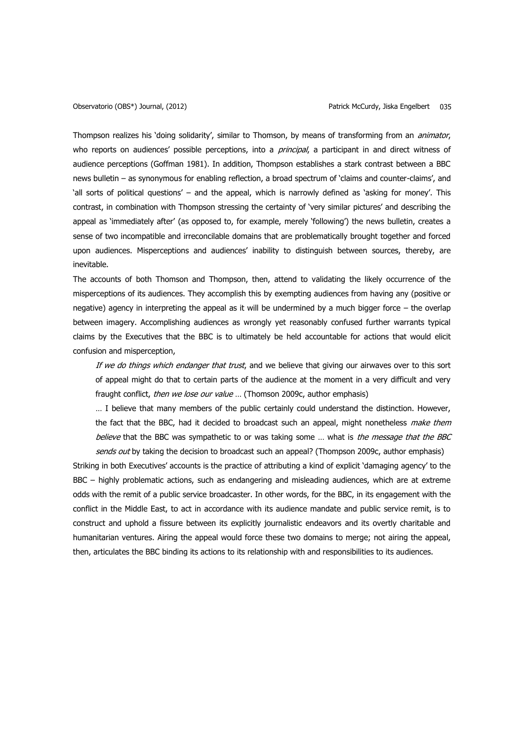Thompson realizes his 'doing solidarity', similar to Thomson, by means of transforming from an *animator*, who reports on audiences' possible perceptions, into a *principal*, a participant in and direct witness of audience perceptions (Goffman 1981). In addition, Thompson establishes a stark contrast between a BBC news bulletin – as synonymous for enabling reflection, a broad spectrum of 'claims and counter-claims', and 'all sorts of political questions' – and the appeal, which is narrowly defined as 'asking for money'. This contrast, in combination with Thompson stressing the certainty of 'very similar pictures' and describing the appeal as 'immediately after' (as opposed to, for example, merely 'following') the news bulletin, creates a sense of two incompatible and irreconcilable domains that are problematically brought together and forced upon audiences. Misperceptions and audiences' inability to distinguish between sources, thereby, are inevitable.

The accounts of both Thomson and Thompson, then, attend to validating the likely occurrence of the misperceptions of its audiences. They accomplish this by exempting audiences from having any (positive or negative) agency in interpreting the appeal as it will be undermined by a much bigger force – the overlap between imagery. Accomplishing audiences as wrongly yet reasonably confused further warrants typical claims by the Executives that the BBC is to ultimately be held accountable for actions that would elicit confusion and misperception,

> *If we do things which endanger that trust*, and we believe that giving our airwaves over to this sort of appeal might do that to certain parts of the audience at the moment in a very difficult and very fraught conflict, *then we lose our value* … (Thomson 2009c, author emphasis)
>
> … I believe that many members of the public certainly could understand the distinction. However, the fact that the BBC, had it decided to broadcast such an appeal, might nonetheless *make them believe* that the BBC was sympathetic to or was taking some … what is *the message that the BBC sends out* by taking the decision to broadcast such an appeal? (Thompson 2009c, author emphasis)

Striking in both Executives' accounts is the practice of attributing a kind of explicit 'damaging agency' to the BBC – highly problematic actions, such as endangering and misleading audiences, which are at extreme odds with the remit of a public service broadcaster. In other words, for the BBC, in its engagement with the conflict in the Middle East, to act in accordance with its audience mandate and public service remit, is to construct and uphold a fissure between its explicitly journalistic endeavors and its overtly charitable and humanitarian ventures. Airing the appeal would force these two domains to merge; not airing the appeal, then, articulates the BBC binding its actions to its relationship with and responsibilities to its audiences.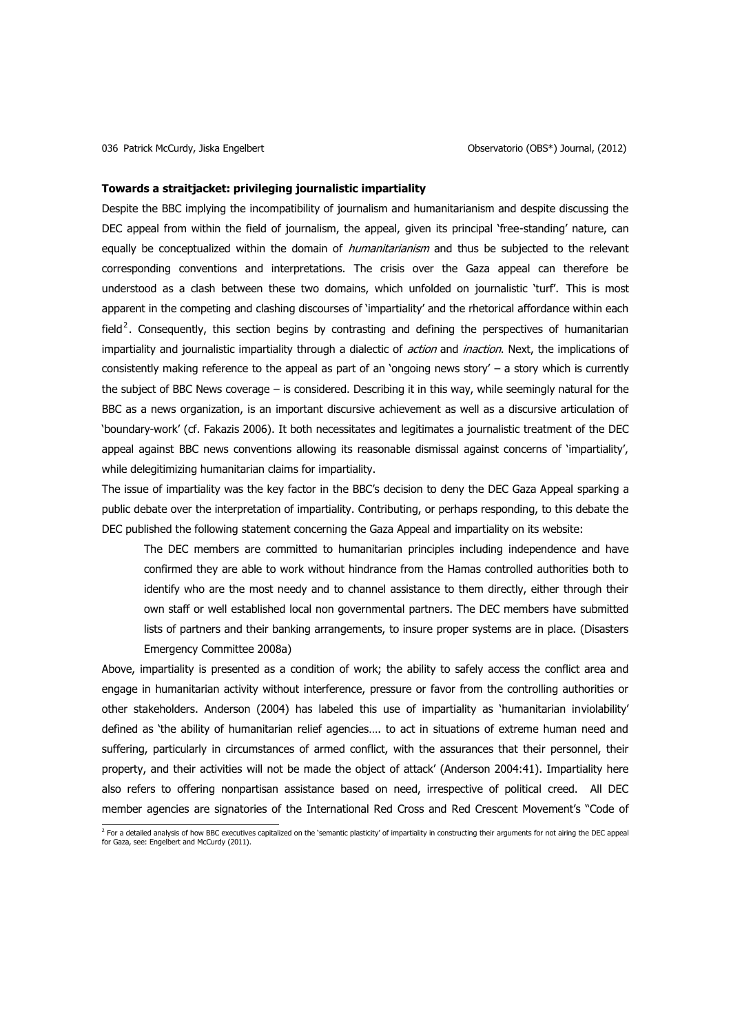**Towards a straitjacket: privileging journalistic impartiality**

Despite the BBC implying the incompatibility of journalism and humanitarianism and despite discussing the DEC appeal from within the field of journalism, the appeal, given its principal 'free-standing' nature, can equally be conceptualized within the domain of *humanitarianism* and thus be subjected to the relevant corresponding conventions and interpretations. The crisis over the Gaza appeal can therefore be understood as a clash between these two domains, which unfolded on journalistic 'turf'. This is most apparent in the competing and clashing discourses of 'impartiality' and the rhetorical affordance within each field[2]. Consequently, this section begins by contrasting and defining the perspectives of humanitarian impartiality and journalistic impartiality through a dialectic of *action* and *inaction*. Next, the implications of consistently making reference to the appeal as part of an 'ongoing news story' – a story which is currently the subject of BBC News coverage – is considered. Describing it in this way, while seemingly natural for the BBC as a news organization, is an important discursive achievement as well as a discursive articulation of 'boundary-work' (cf. Fakazis 2006). It both necessitates and legitimates a journalistic treatment of the DEC appeal against BBC news conventions allowing its reasonable dismissal against concerns of 'impartiality', while delegitimizing humanitarian claims for impartiality.

The issue of impartiality was the key factor in the BBC's decision to deny the DEC Gaza Appeal sparking a public debate over the interpretation of impartiality. Contributing, or perhaps responding, to this debate the DEC published the following statement concerning the Gaza Appeal and impartiality on its website:

> The DEC members are committed to humanitarian principles including independence and have confirmed they are able to work without hindrance from the Hamas controlled authorities both to identify who are the most needy and to channel assistance to them directly, either through their own staff or well established local non governmental partners. The DEC members have submitted lists of partners and their banking arrangements, to insure proper systems are in place. (Disasters Emergency Committee 2008a)

Above, impartiality is presented as a condition of work; the ability to safely access the conflict area and engage in humanitarian activity without interference, pressure or favor from the controlling authorities or other stakeholders. Anderson (2004) has labeled this use of impartiality as 'humanitarian inviolability' defined as 'the ability of humanitarian relief agencies…. to act in situations of extreme human need and suffering, particularly in circumstances of armed conflict, with the assurances that their personnel, their property, and their activities will not be made the object of attack' (Anderson 2004:41). Impartiality here also refers to offering nonpartisan assistance based on need, irrespective of political creed. All DEC member agencies are signatories of the International Red Cross and Red Crescent Movement's "Code of

[2] For a detailed analysis of how BBC executives capitalized on the 'semantic plasticity' of impartiality in constructing their arguments for not airing the DEC appeal for Gaza, see: Engelbert and McCurdy (2011).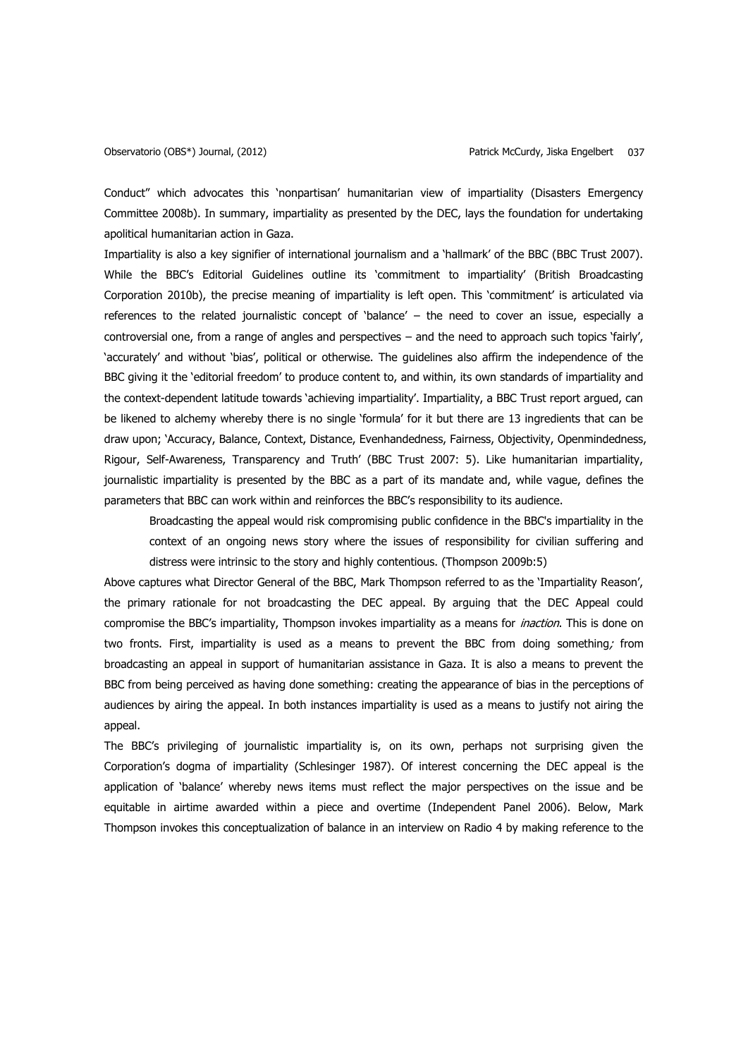Conduct" which advocates this 'nonpartisan' humanitarian view of impartiality (Disasters Emergency Committee 2008b). In summary, impartiality as presented by the DEC, lays the foundation for undertaking apolitical humanitarian action in Gaza.

Impartiality is also a key signifier of international journalism and a 'hallmark' of the BBC (BBC Trust 2007). While the BBC's Editorial Guidelines outline its 'commitment to impartiality' (British Broadcasting Corporation 2010b), the precise meaning of impartiality is left open. This 'commitment' is articulated via references to the related journalistic concept of 'balance' – the need to cover an issue, especially a controversial one, from a range of angles and perspectives – and the need to approach such topics 'fairly', 'accurately' and without 'bias', political or otherwise. The guidelines also affirm the independence of the BBC giving it the 'editorial freedom' to produce content to, and within, its own standards of impartiality and the context-dependent latitude towards 'achieving impartiality'. Impartiality, a BBC Trust report argued, can be likened to alchemy whereby there is no single 'formula' for it but there are 13 ingredients that can be draw upon; 'Accuracy, Balance, Context, Distance, Evenhandedness, Fairness, Objectivity, Openmindedness, Rigour, Self-Awareness, Transparency and Truth' (BBC Trust 2007: 5). Like humanitarian impartiality, journalistic impartiality is presented by the BBC as a part of its mandate and, while vague, defines the parameters that BBC can work within and reinforces the BBC's responsibility to its audience.

> Broadcasting the appeal would risk compromising public confidence in the BBC's impartiality in the context of an ongoing news story where the issues of responsibility for civilian suffering and distress were intrinsic to the story and highly contentious. (Thompson 2009b:5)

Above captures what Director General of the BBC, Mark Thompson referred to as the 'Impartiality Reason', the primary rationale for not broadcasting the DEC appeal. By arguing that the DEC Appeal could compromise the BBC's impartiality, Thompson invokes impartiality as a means for *inaction*. This is done on two fronts. First, impartiality is used as a means to prevent the BBC from doing something*;* from broadcasting an appeal in support of humanitarian assistance in Gaza. It is also a means to prevent the BBC from being perceived as having done something: creating the appearance of bias in the perceptions of audiences by airing the appeal. In both instances impartiality is used as a means to justify not airing the appeal.

The BBC's privileging of journalistic impartiality is, on its own, perhaps not surprising given the Corporation's dogma of impartiality (Schlesinger 1987). Of interest concerning the DEC appeal is the application of 'balance' whereby news items must reflect the major perspectives on the issue and be equitable in airtime awarded within a piece and overtime (Independent Panel 2006). Below, Mark Thompson invokes this conceptualization of balance in an interview on Radio 4 by making reference to the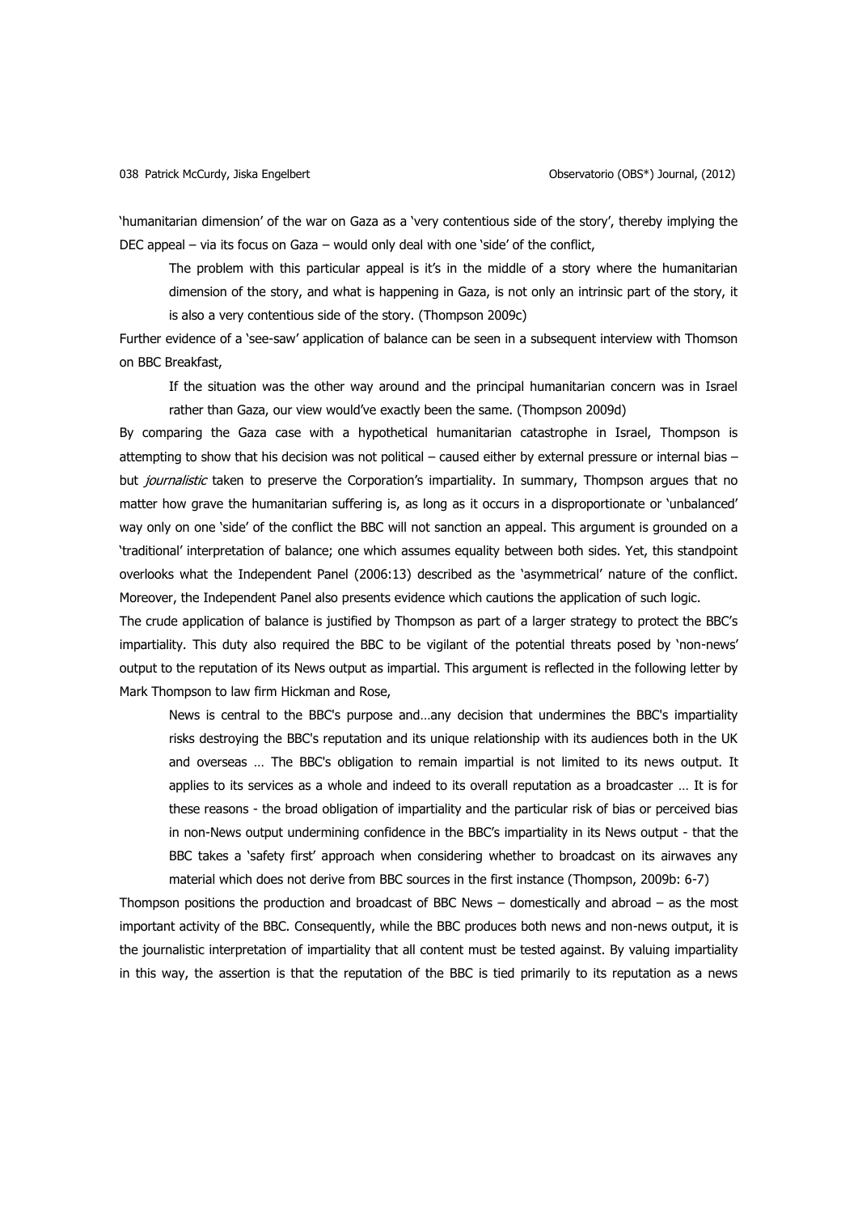'humanitarian dimension' of the war on Gaza as a 'very contentious side of the story', thereby implying the DEC appeal – via its focus on Gaza – would only deal with one 'side' of the conflict,

> The problem with this particular appeal is it's in the middle of a story where the humanitarian dimension of the story, and what is happening in Gaza, is not only an intrinsic part of the story, it is also a very contentious side of the story. (Thompson 2009c)

Further evidence of a 'see-saw' application of balance can be seen in a subsequent interview with Thomson on BBC Breakfast,

> If the situation was the other way around and the principal humanitarian concern was in Israel rather than Gaza, our view would've exactly been the same. (Thompson 2009d)

By comparing the Gaza case with a hypothetical humanitarian catastrophe in Israel, Thompson is attempting to show that his decision was not political – caused either by external pressure or internal bias – but *journalistic* taken to preserve the Corporation's impartiality. In summary, Thompson argues that no matter how grave the humanitarian suffering is, as long as it occurs in a disproportionate or 'unbalanced' way only on one 'side' of the conflict the BBC will not sanction an appeal. This argument is grounded on a 'traditional' interpretation of balance; one which assumes equality between both sides. Yet, this standpoint overlooks what the Independent Panel (2006:13) described as the 'asymmetrical' nature of the conflict. Moreover, the Independent Panel also presents evidence which cautions the application of such logic.

The crude application of balance is justified by Thompson as part of a larger strategy to protect the BBC's impartiality. This duty also required the BBC to be vigilant of the potential threats posed by 'non-news' output to the reputation of its News output as impartial. This argument is reflected in the following letter by Mark Thompson to law firm Hickman and Rose,

> News is central to the BBC's purpose and…any decision that undermines the BBC's impartiality risks destroying the BBC's reputation and its unique relationship with its audiences both in the UK and overseas … The BBC's obligation to remain impartial is not limited to its news output. It applies to its services as a whole and indeed to its overall reputation as a broadcaster … It is for these reasons - the broad obligation of impartiality and the particular risk of bias or perceived bias in non-News output undermining confidence in the BBC's impartiality in its News output - that the BBC takes a 'safety first' approach when considering whether to broadcast on its airwaves any material which does not derive from BBC sources in the first instance (Thompson, 2009b: 6-7)

Thompson positions the production and broadcast of BBC News – domestically and abroad – as the most important activity of the BBC. Consequently, while the BBC produces both news and non-news output, it is the journalistic interpretation of impartiality that all content must be tested against. By valuing impartiality in this way, the assertion is that the reputation of the BBC is tied primarily to its reputation as a news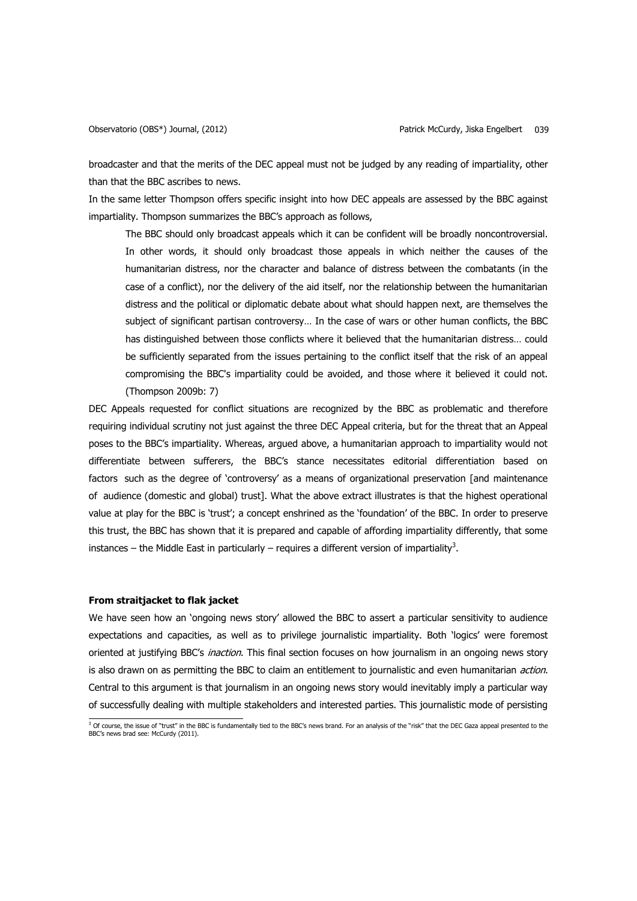broadcaster and that the merits of the DEC appeal must not be judged by any reading of impartiality, other than that the BBC ascribes to news.

In the same letter Thompson offers specific insight into how DEC appeals are assessed by the BBC against impartiality. Thompson summarizes the BBC's approach as follows,

> The BBC should only broadcast appeals which it can be confident will be broadly noncontroversial. In other words, it should only broadcast those appeals in which neither the causes of the humanitarian distress, nor the character and balance of distress between the combatants (in the case of a conflict), nor the delivery of the aid itself, nor the relationship between the humanitarian distress and the political or diplomatic debate about what should happen next, are themselves the subject of significant partisan controversy… In the case of wars or other human conflicts, the BBC has distinguished between those conflicts where it believed that the humanitarian distress… could be sufficiently separated from the issues pertaining to the conflict itself that the risk of an appeal compromising the BBC's impartiality could be avoided, and those where it believed it could not. (Thompson 2009b: 7)

DEC Appeals requested for conflict situations are recognized by the BBC as problematic and therefore requiring individual scrutiny not just against the three DEC Appeal criteria, but for the threat that an Appeal poses to the BBC's impartiality. Whereas, argued above, a humanitarian approach to impartiality would not differentiate between sufferers, the BBC's stance necessitates editorial differentiation based on factors such as the degree of 'controversy' as a means of organizational preservation [and maintenance of audience (domestic and global) trust]. What the above extract illustrates is that the highest operational value at play for the BBC is 'trust'; a concept enshrined as the 'foundation' of the BBC. In order to preserve this trust, the BBC has shown that it is prepared and capable of affording impartiality differently, that some instances – the Middle East in particularly – requires a different version of impartiality[3].

### From straitjacket to flak jacket

We have seen how an 'ongoing news story' allowed the BBC to assert a particular sensitivity to audience expectations and capacities, as well as to privilege journalistic impartiality. Both 'logics' were foremost oriented at justifying BBC's *inaction*. This final section focuses on how journalism in an ongoing news story is also drawn on as permitting the BBC to claim an entitlement to journalistic and even humanitarian *action*. Central to this argument is that journalism in an ongoing news story would inevitably imply a particular way of successfully dealing with multiple stakeholders and interested parties. This journalistic mode of persisting

[3] Of course, the issue of "trust" in the BBC is fundamentally tied to the BBC's news brand. For an analysis of the "risk" that the DEC Gaza appeal presented to the BBC's news brad see: McCurdy (2011).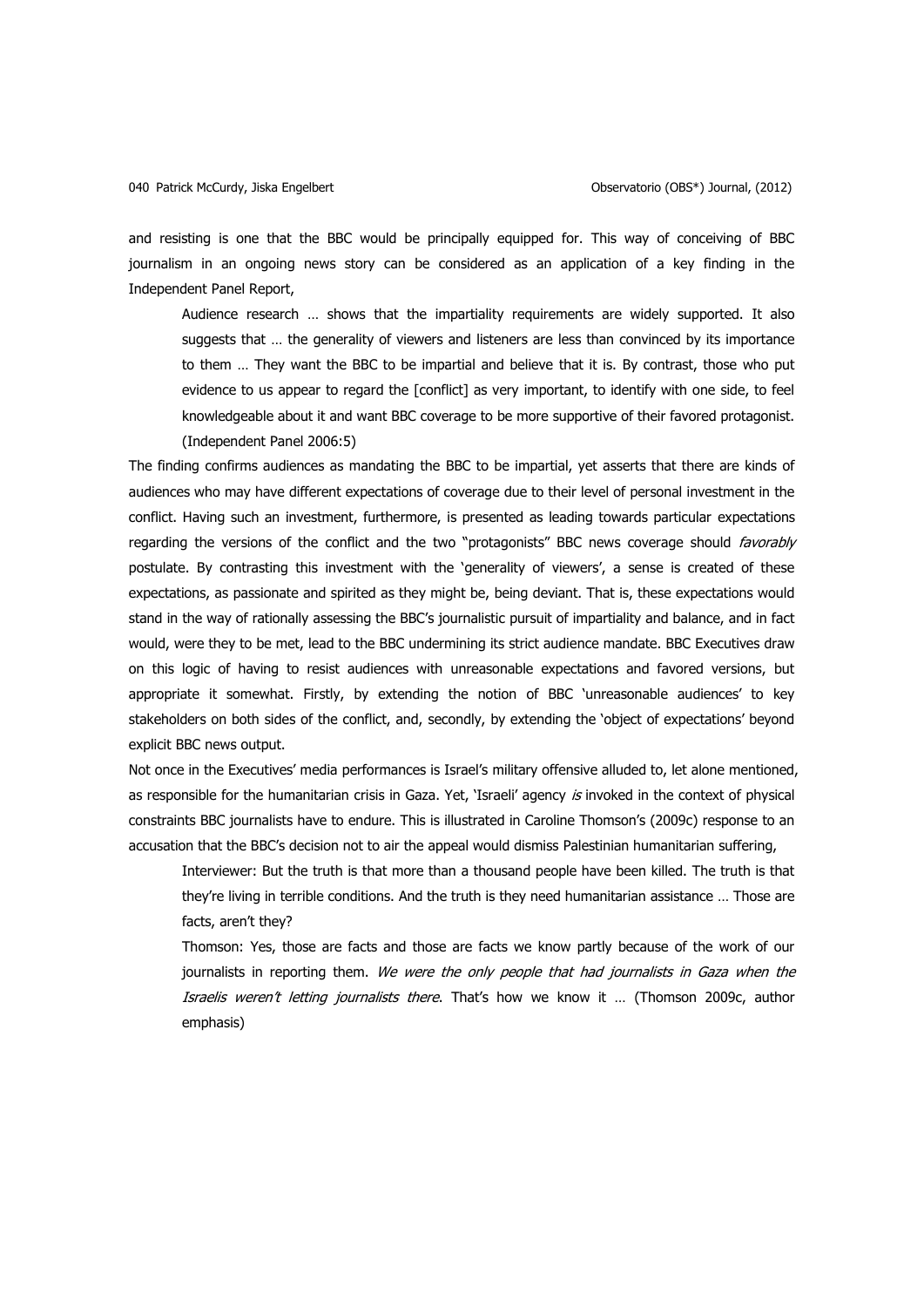and resisting is one that the BBC would be principally equipped for. This way of conceiving of BBC journalism in an ongoing news story can be considered as an application of a key finding in the Independent Panel Report,

> Audience research … shows that the impartiality requirements are widely supported. It also suggests that … the generality of viewers and listeners are less than convinced by its importance to them … They want the BBC to be impartial and believe that it is. By contrast, those who put evidence to us appear to regard the [conflict] as very important, to identify with one side, to feel knowledgeable about it and want BBC coverage to be more supportive of their favored protagonist. (Independent Panel 2006:5)

The finding confirms audiences as mandating the BBC to be impartial, yet asserts that there are kinds of audiences who may have different expectations of coverage due to their level of personal investment in the conflict. Having such an investment, furthermore, is presented as leading towards particular expectations regarding the versions of the conflict and the two "protagonists" BBC news coverage should *favorably* postulate. By contrasting this investment with the 'generality of viewers', a sense is created of these expectations, as passionate and spirited as they might be, being deviant. That is, these expectations would stand in the way of rationally assessing the BBC's journalistic pursuit of impartiality and balance, and in fact would, were they to be met, lead to the BBC undermining its strict audience mandate. BBC Executives draw on this logic of having to resist audiences with unreasonable expectations and favored versions, but appropriate it somewhat. Firstly, by extending the notion of BBC 'unreasonable audiences' to key stakeholders on both sides of the conflict, and, secondly, by extending the 'object of expectations' beyond explicit BBC news output.

Not once in the Executives' media performances is Israel's military offensive alluded to, let alone mentioned, as responsible for the humanitarian crisis in Gaza. Yet, 'Israeli' agency *is* invoked in the context of physical constraints BBC journalists have to endure. This is illustrated in Caroline Thomson's (2009c) response to an accusation that the BBC's decision not to air the appeal would dismiss Palestinian humanitarian suffering,

> Interviewer: But the truth is that more than a thousand people have been killed. The truth is that they're living in terrible conditions. And the truth is they need humanitarian assistance … Those are facts, aren't they?
>
> Thomson: Yes, those are facts and those are facts we know partly because of the work of our journalists in reporting them. *We were the only people that had journalists in Gaza when the Israelis weren't letting journalists there*. That's how we know it … (Thomson 2009c, author emphasis)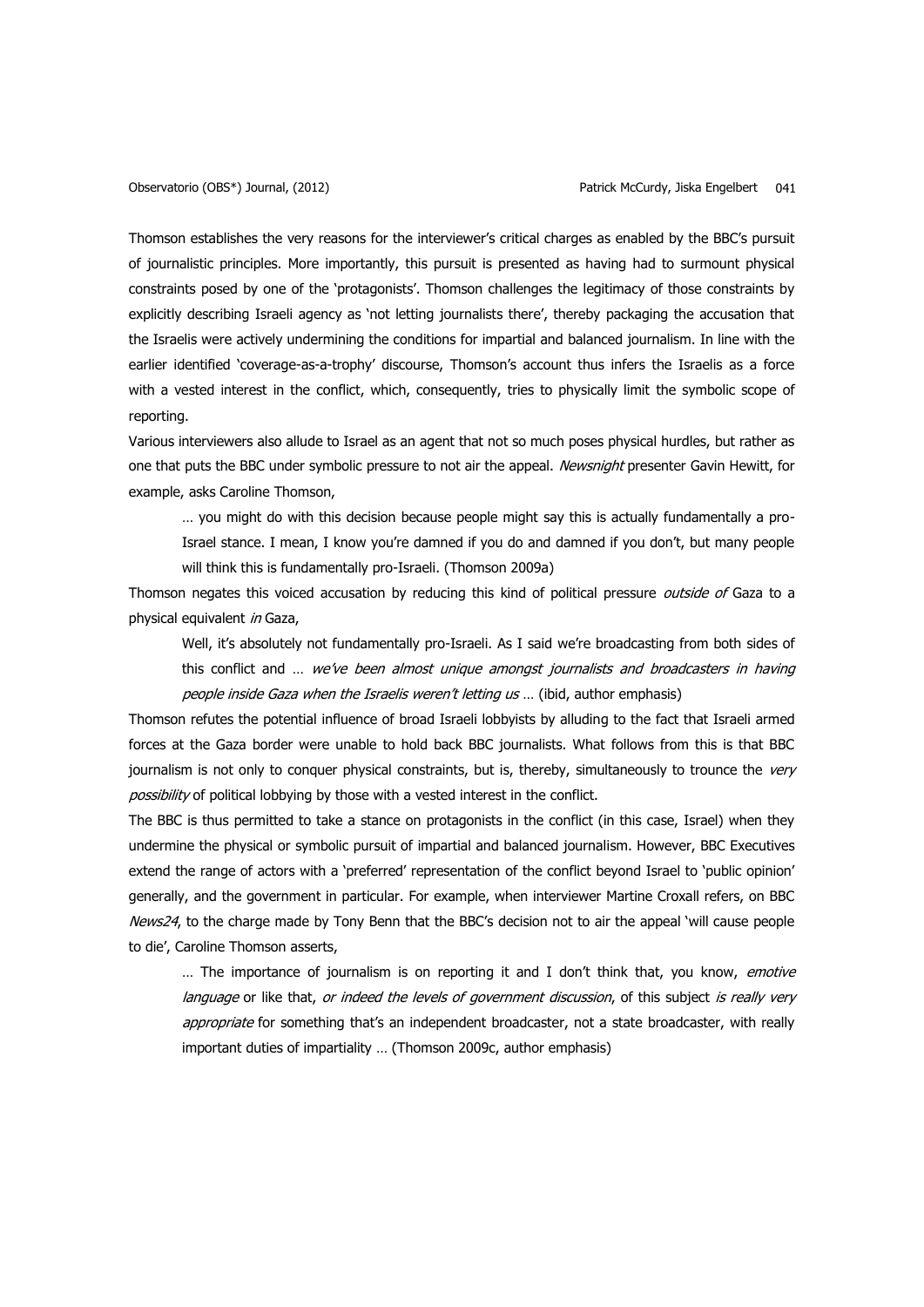Thomson establishes the very reasons for the interviewer's critical charges as enabled by the BBC's pursuit of journalistic principles. More importantly, this pursuit is presented as having had to surmount physical constraints posed by one of the 'protagonists'. Thomson challenges the legitimacy of those constraints by explicitly describing Israeli agency as 'not letting journalists there', thereby packaging the accusation that the Israelis were actively undermining the conditions for impartial and balanced journalism. In line with the earlier identified 'coverage-as-a-trophy' discourse, Thomson's account thus infers the Israelis as a force with a vested interest in the conflict, which, consequently, tries to physically limit the symbolic scope of reporting.

Various interviewers also allude to Israel as an agent that not so much poses physical hurdles, but rather as one that puts the BBC under symbolic pressure to not air the appeal. *Newsnight* presenter Gavin Hewitt, for example, asks Caroline Thomson,

> … you might do with this decision because people might say this is actually fundamentally a pro-Israel stance. I mean, I know you're damned if you do and damned if you don't, but many people will think this is fundamentally pro-Israeli. (Thomson 2009a)

Thomson negates this voiced accusation by reducing this kind of political pressure *outside of* Gaza to a physical equivalent *in* Gaza,

> Well, it's absolutely not fundamentally pro-Israeli. As I said we're broadcasting from both sides of this conflict and … *we've been almost unique amongst journalists and broadcasters in having people inside Gaza when the Israelis weren't letting us* … (ibid, author emphasis)

Thomson refutes the potential influence of broad Israeli lobbyists by alluding to the fact that Israeli armed forces at the Gaza border were unable to hold back BBC journalists. What follows from this is that BBC journalism is not only to conquer physical constraints, but is, thereby, simultaneously to trounce the *very possibility* of political lobbying by those with a vested interest in the conflict.

The BBC is thus permitted to take a stance on protagonists in the conflict (in this case, Israel) when they undermine the physical or symbolic pursuit of impartial and balanced journalism. However, BBC Executives extend the range of actors with a 'preferred' representation of the conflict beyond Israel to 'public opinion' generally, and the government in particular. For example, when interviewer Martine Croxall refers, on BBC *News24*, to the charge made by Tony Benn that the BBC's decision not to air the appeal 'will cause people to die', Caroline Thomson asserts,

> … The importance of journalism is on reporting it and I don't think that, you know, *emotive language* or like that, *or indeed the levels of government discussion*, of this subject *is really very appropriate* for something that's an independent broadcaster, not a state broadcaster, with really important duties of impartiality … (Thomson 2009c, author emphasis)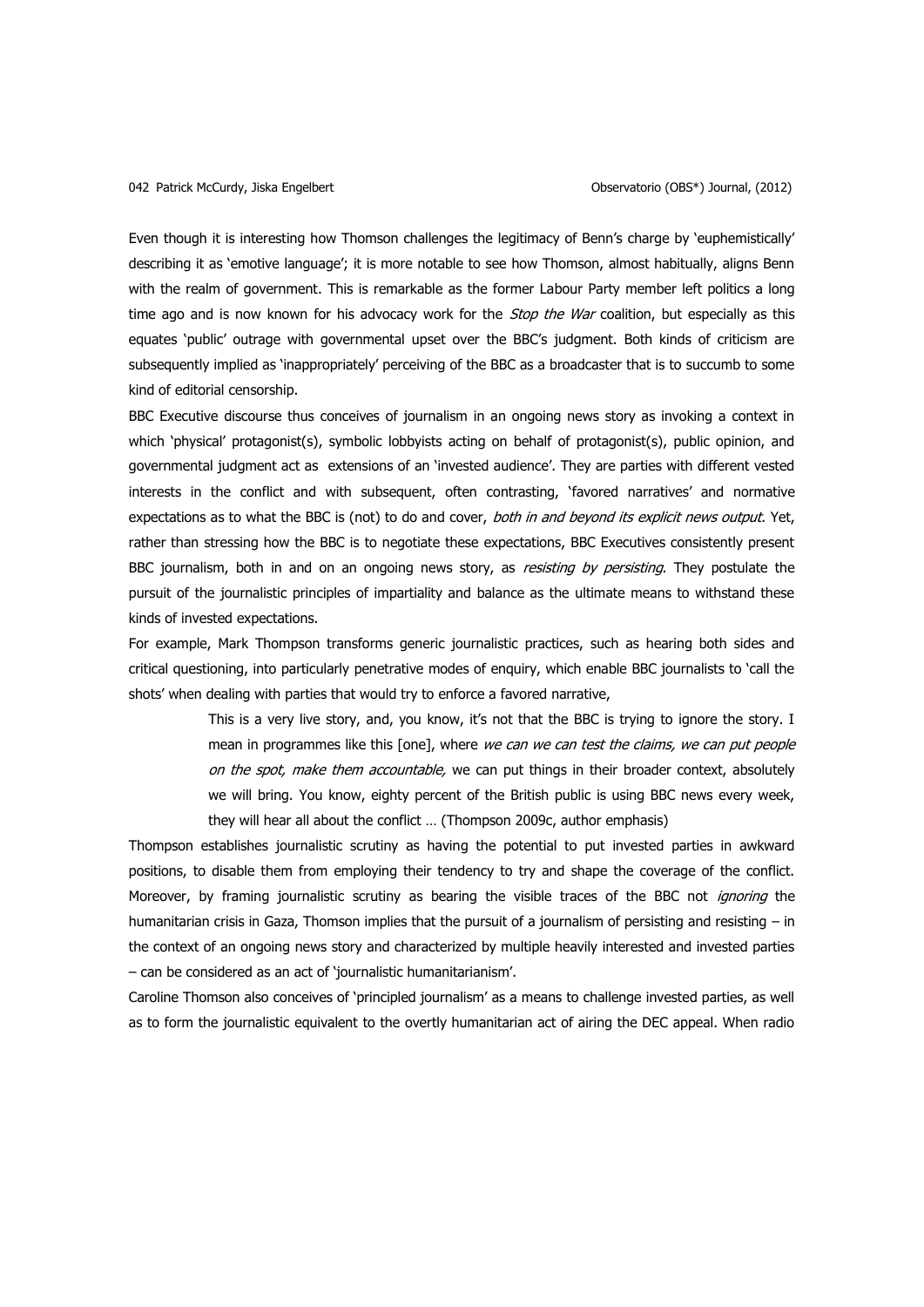Even though it is interesting how Thomson challenges the legitimacy of Benn's charge by 'euphemistically' describing it as 'emotive language'; it is more notable to see how Thomson, almost habitually, aligns Benn with the realm of government. This is remarkable as the former Labour Party member left politics a long time ago and is now known for his advocacy work for the *Stop the War* coalition, but especially as this equates 'public' outrage with governmental upset over the BBC's judgment. Both kinds of criticism are subsequently implied as 'inappropriately' perceiving of the BBC as a broadcaster that is to succumb to some kind of editorial censorship.

BBC Executive discourse thus conceives of journalism in an ongoing news story as invoking a context in which 'physical' protagonist(s), symbolic lobbyists acting on behalf of protagonist(s), public opinion, and governmental judgment act as extensions of an 'invested audience'. They are parties with different vested interests in the conflict and with subsequent, often contrasting, 'favored narratives' and normative expectations as to what the BBC is (not) to do and cover, *both in and beyond its explicit news output*. Yet, rather than stressing how the BBC is to negotiate these expectations, BBC Executives consistently present BBC journalism, both in and on an ongoing news story, as *resisting by persisting*. They postulate the pursuit of the journalistic principles of impartiality and balance as the ultimate means to withstand these kinds of invested expectations.

For example, Mark Thompson transforms generic journalistic practices, such as hearing both sides and critical questioning, into particularly penetrative modes of enquiry, which enable BBC journalists to 'call the shots' when dealing with parties that would try to enforce a favored narrative,

> This is a very live story, and, you know, it's not that the BBC is trying to ignore the story. I mean in programmes like this [one], where *we can we can test the claims, we can put people on the spot, make them accountable,* we can put things in their broader context, absolutely we will bring. You know, eighty percent of the British public is using BBC news every week, they will hear all about the conflict … (Thompson 2009c, author emphasis)

Thompson establishes journalistic scrutiny as having the potential to put invested parties in awkward positions, to disable them from employing their tendency to try and shape the coverage of the conflict. Moreover, by framing journalistic scrutiny as bearing the visible traces of the BBC not *ignoring* the humanitarian crisis in Gaza, Thomson implies that the pursuit of a journalism of persisting and resisting – in the context of an ongoing news story and characterized by multiple heavily interested and invested parties – can be considered as an act of 'journalistic humanitarianism'.

Caroline Thomson also conceives of 'principled journalism' as a means to challenge invested parties, as well as to form the journalistic equivalent to the overtly humanitarian act of airing the DEC appeal. When radio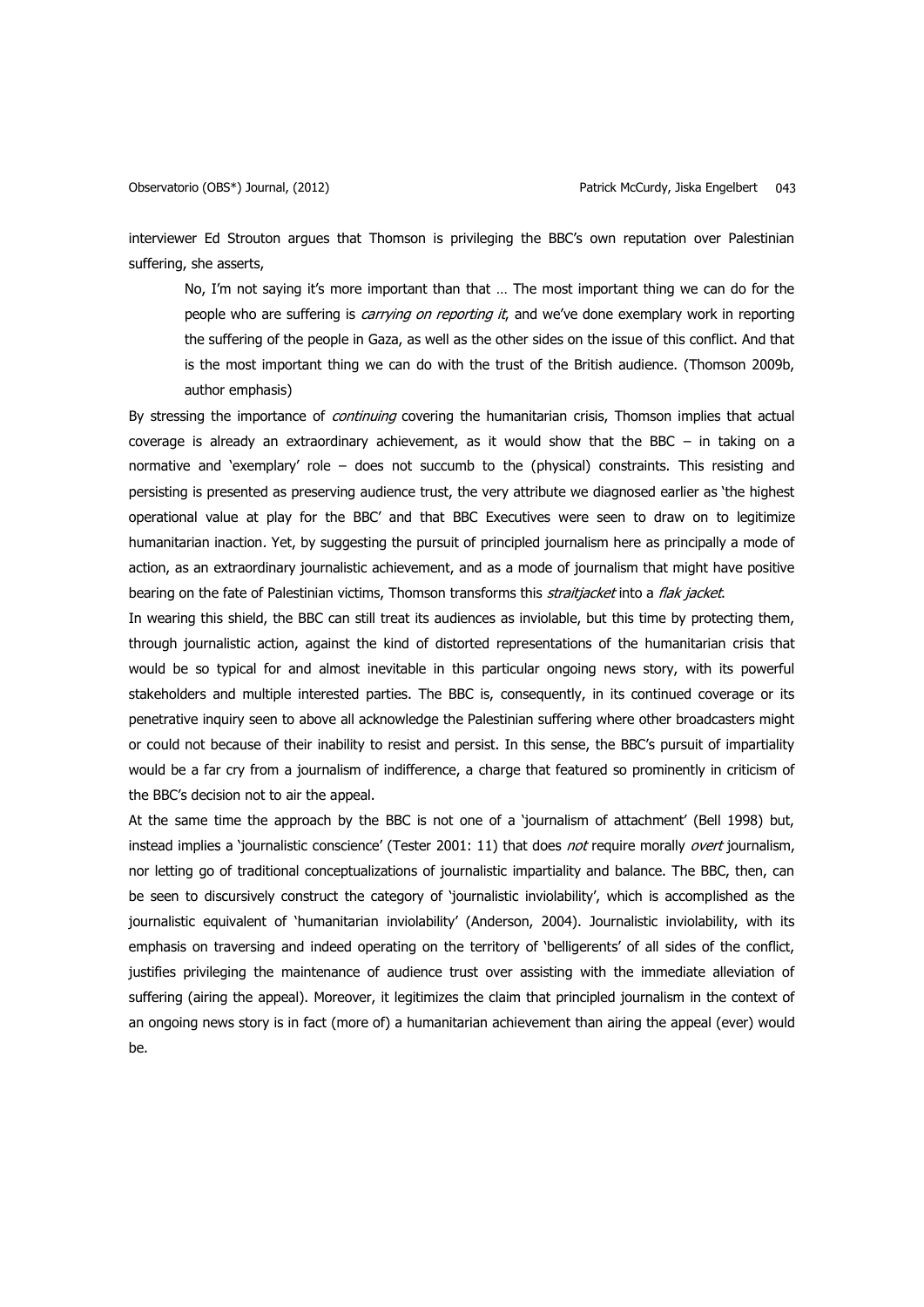interviewer Ed Strouton argues that Thomson is privileging the BBC's own reputation over Palestinian suffering, she asserts,

> No, I'm not saying it's more important than that … The most important thing we can do for the people who are suffering is *carrying on reporting it*, and we've done exemplary work in reporting the suffering of the people in Gaza, as well as the other sides on the issue of this conflict. And that is the most important thing we can do with the trust of the British audience. (Thomson 2009b, author emphasis)

By stressing the importance of *continuing* covering the humanitarian crisis, Thomson implies that actual coverage is already an extraordinary achievement, as it would show that the BBC – in taking on a normative and 'exemplary' role – does not succumb to the (physical) constraints. This resisting and persisting is presented as preserving audience trust, the very attribute we diagnosed earlier as 'the highest operational value at play for the BBC' and that BBC Executives were seen to draw on to legitimize humanitarian inaction. Yet, by suggesting the pursuit of principled journalism here as principally a mode of action, as an extraordinary journalistic achievement, and as a mode of journalism that might have positive bearing on the fate of Palestinian victims, Thomson transforms this *straitjacket* into a *flak jacket*.

In wearing this shield, the BBC can still treat its audiences as inviolable, but this time by protecting them, through journalistic action, against the kind of distorted representations of the humanitarian crisis that would be so typical for and almost inevitable in this particular ongoing news story, with its powerful stakeholders and multiple interested parties. The BBC is, consequently, in its continued coverage or its penetrative inquiry seen to above all acknowledge the Palestinian suffering where other broadcasters might or could not because of their inability to resist and persist. In this sense, the BBC's pursuit of impartiality would be a far cry from a journalism of indifference, a charge that featured so prominently in criticism of the BBC's decision not to air the appeal.

At the same time the approach by the BBC is not one of a 'journalism of attachment' (Bell 1998) but, instead implies a 'journalistic conscience' (Tester 2001: 11) that does *not* require morally *overt* journalism, nor letting go of traditional conceptualizations of journalistic impartiality and balance. The BBC, then, can be seen to discursively construct the category of 'journalistic inviolability', which is accomplished as the journalistic equivalent of 'humanitarian inviolability' (Anderson, 2004). Journalistic inviolability, with its emphasis on traversing and indeed operating on the territory of 'belligerents' of all sides of the conflict, justifies privileging the maintenance of audience trust over assisting with the immediate alleviation of suffering (airing the appeal). Moreover, it legitimizes the claim that principled journalism in the context of an ongoing news story is in fact (more of) a humanitarian achievement than airing the appeal (ever) would be.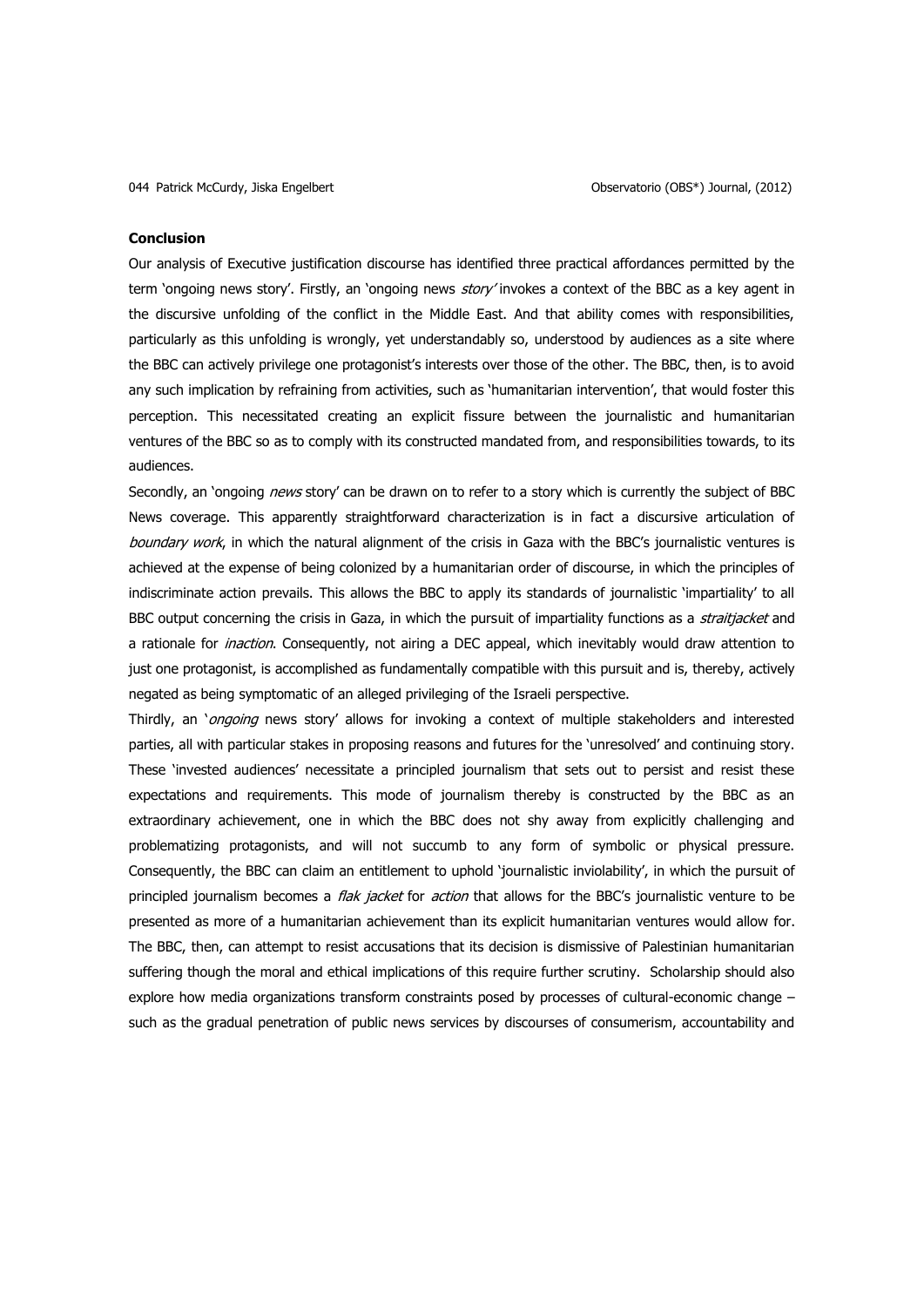**Conclusion**

Our analysis of Executive justification discourse has identified three practical affordances permitted by the term 'ongoing news story'. Firstly, an 'ongoing news *story*' invokes a context of the BBC as a key agent in the discursive unfolding of the conflict in the Middle East. And that ability comes with responsibilities, particularly as this unfolding is wrongly, yet understandably so, understood by audiences as a site where the BBC can actively privilege one protagonist's interests over those of the other. The BBC, then, is to avoid any such implication by refraining from activities, such as 'humanitarian intervention', that would foster this perception. This necessitated creating an explicit fissure between the journalistic and humanitarian ventures of the BBC so as to comply with its constructed mandated from, and responsibilities towards, to its audiences.

Secondly, an 'ongoing *news* story' can be drawn on to refer to a story which is currently the subject of BBC News coverage. This apparently straightforward characterization is in fact a discursive articulation of *boundary work*, in which the natural alignment of the crisis in Gaza with the BBC's journalistic ventures is achieved at the expense of being colonized by a humanitarian order of discourse, in which the principles of indiscriminate action prevails. This allows the BBC to apply its standards of journalistic 'impartiality' to all BBC output concerning the crisis in Gaza, in which the pursuit of impartiality functions as a *straitjacket* and a rationale for *inaction*. Consequently, not airing a DEC appeal, which inevitably would draw attention to just one protagonist, is accomplished as fundamentally compatible with this pursuit and is, thereby, actively negated as being symptomatic of an alleged privileging of the Israeli perspective.

Thirdly, an '*ongoing* news story' allows for invoking a context of multiple stakeholders and interested parties, all with particular stakes in proposing reasons and futures for the 'unresolved' and continuing story. These 'invested audiences' necessitate a principled journalism that sets out to persist and resist these expectations and requirements. This mode of journalism thereby is constructed by the BBC as an extraordinary achievement, one in which the BBC does not shy away from explicitly challenging and problematizing protagonists, and will not succumb to any form of symbolic or physical pressure. Consequently, the BBC can claim an entitlement to uphold 'journalistic inviolability', in which the pursuit of principled journalism becomes a *flak jacket* for *action* that allows for the BBC's journalistic venture to be presented as more of a humanitarian achievement than its explicit humanitarian ventures would allow for. The BBC, then, can attempt to resist accusations that its decision is dismissive of Palestinian humanitarian suffering though the moral and ethical implications of this require further scrutiny. Scholarship should also explore how media organizations transform constraints posed by processes of cultural-economic change – such as the gradual penetration of public news services by discourses of consumerism, accountability and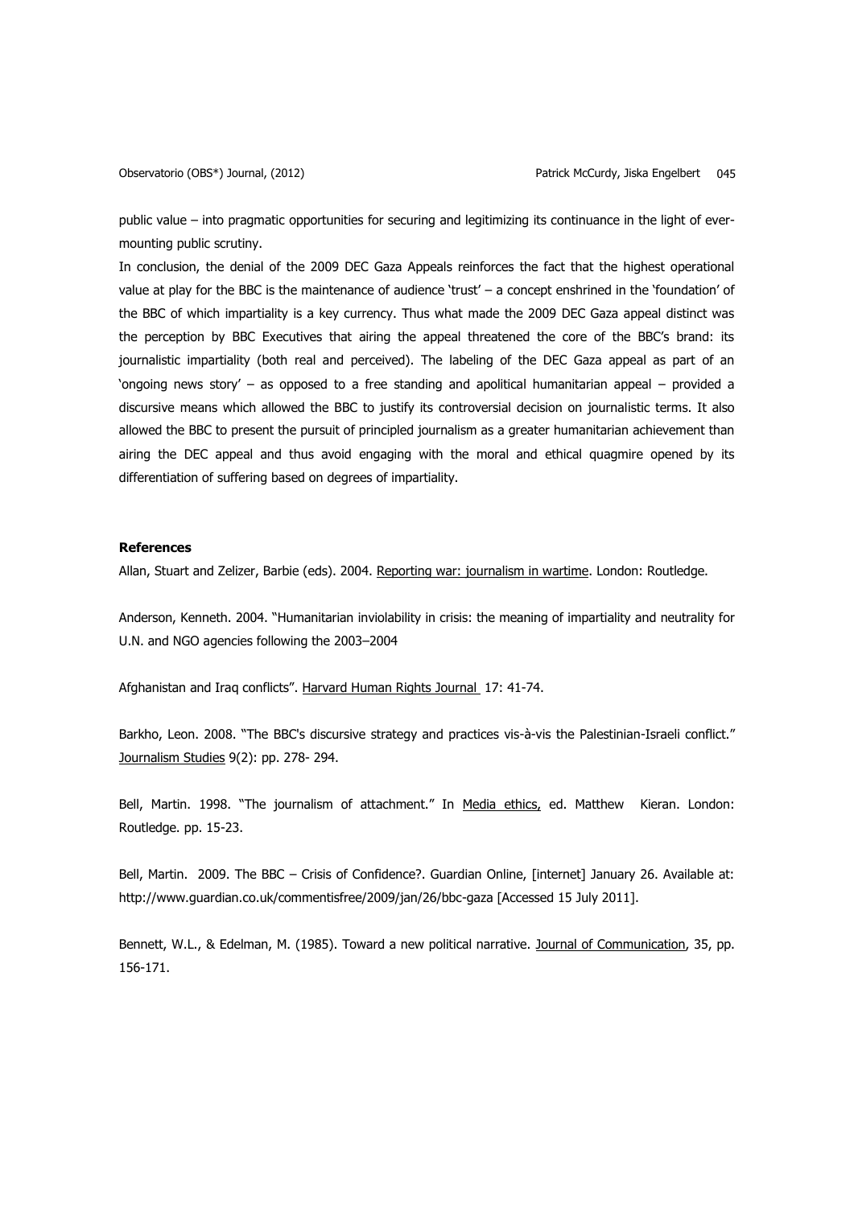public value – into pragmatic opportunities for securing and legitimizing its continuance in the light of ever-mounting public scrutiny.

In conclusion, the denial of the 2009 DEC Gaza Appeals reinforces the fact that the highest operational value at play for the BBC is the maintenance of audience 'trust' – a concept enshrined in the 'foundation' of the BBC of which impartiality is a key currency. Thus what made the 2009 DEC Gaza appeal distinct was the perception by BBC Executives that airing the appeal threatened the core of the BBC's brand: its journalistic impartiality (both real and perceived). The labeling of the DEC Gaza appeal as part of an 'ongoing news story' – as opposed to a free standing and apolitical humanitarian appeal – provided a discursive means which allowed the BBC to justify its controversial decision on journalistic terms. It also allowed the BBC to present the pursuit of principled journalism as a greater humanitarian achievement than airing the DEC appeal and thus avoid engaging with the moral and ethical quagmire opened by its differentiation of suffering based on degrees of impartiality.

## References

Allan, Stuart and Zelizer, Barbie (eds). 2004. Reporting war: journalism in wartime. London: Routledge.

Anderson, Kenneth. 2004. "Humanitarian inviolability in crisis: the meaning of impartiality and neutrality for U.N. and NGO agencies following the 2003–2004

Afghanistan and Iraq conflicts". Harvard Human Rights Journal 17: 41-74.

Barkho, Leon. 2008. "The BBC's discursive strategy and practices vis-à-vis the Palestinian-Israeli conflict." Journalism Studies 9(2): pp. 278- 294.

Bell, Martin. 1998. "The journalism of attachment." In Media ethics, ed. Matthew Kieran. London: Routledge. pp. 15-23.

Bell, Martin. 2009. The BBC – Crisis of Confidence?. Guardian Online, [internet] January 26. Available at: http://www.guardian.co.uk/commentisfree/2009/jan/26/bbc-gaza [Accessed 15 July 2011].

Bennett, W.L., & Edelman, M. (1985). Toward a new political narrative. Journal of Communication, 35, pp. 156-171.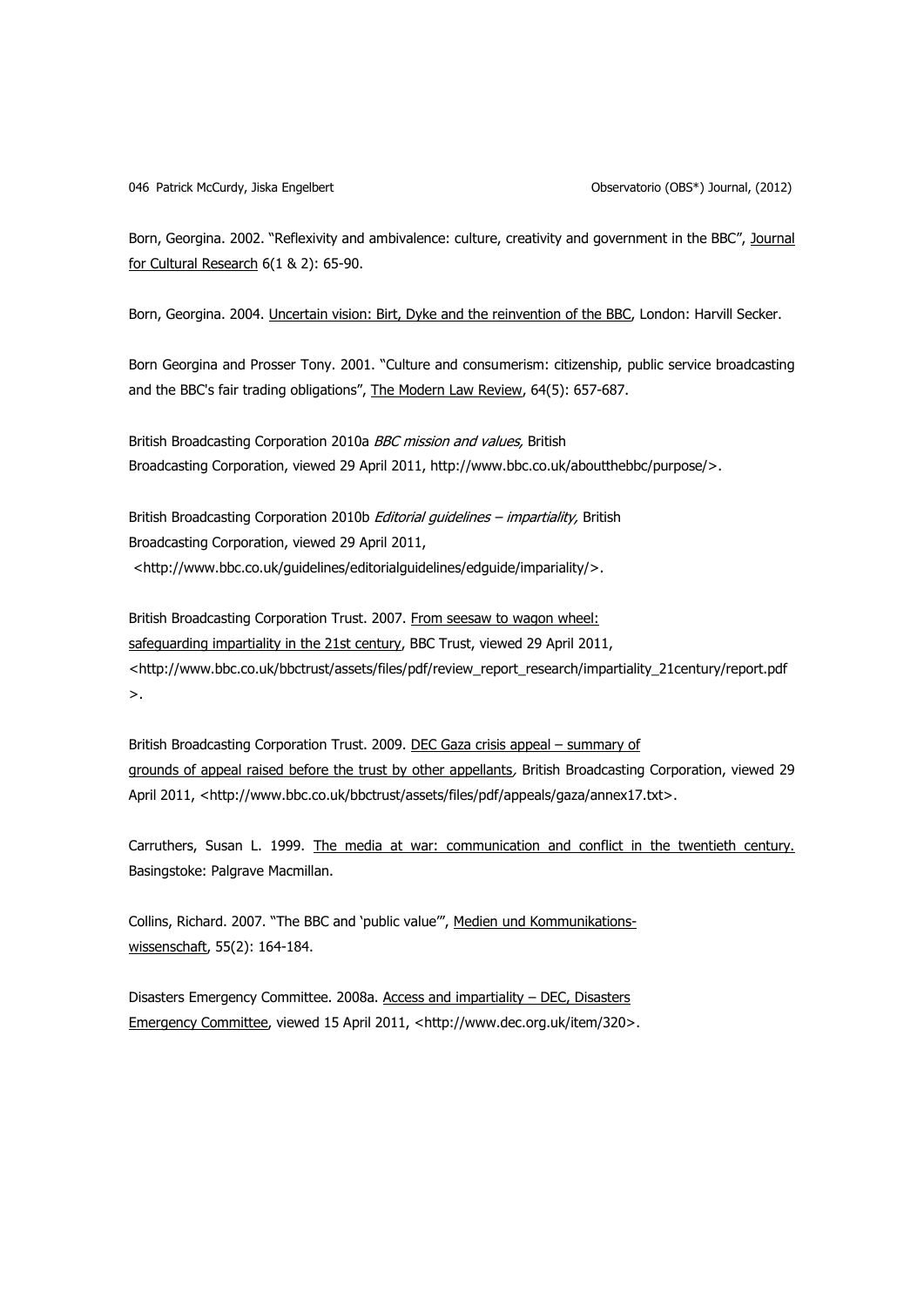Born, Georgina. 2002. “Reflexivity and ambivalence: culture, creativity and government in the BBC”, Journal for Cultural Research 6(1 & 2): 65-90.

Born, Georgina. 2004. Uncertain vision: Birt, Dyke and the reinvention of the BBC, London: Harvill Secker.

Born Georgina and Prosser Tony. 2001. “Culture and consumerism: citizenship, public service broadcasting and the BBC's fair trading obligations”, The Modern Law Review, 64(5): 657-687.

British Broadcasting Corporation 2010a *BBC mission and values,* British Broadcasting Corporation, viewed 29 April 2011, http://www.bbc.co.uk/aboutthebbc/purpose/>.

British Broadcasting Corporation 2010b *Editorial guidelines – impartiality,* British Broadcasting Corporation, viewed 29 April 2011, <http://www.bbc.co.uk/guidelines/editorialguidelines/edguide/impariality/>.

British Broadcasting Corporation Trust. 2007. From seesaw to wagon wheel: safeguarding impartiality in the 21st century, BBC Trust, viewed 29 April 2011, <http://www.bbc.co.uk/bbctrust/assets/files/pdf/review_report_research/impartiality_21century/report.pdf>.

British Broadcasting Corporation Trust. 2009. DEC Gaza crisis appeal – summary of grounds of appeal raised before the trust by other appellants, British Broadcasting Corporation, viewed 29 April 2011, <http://www.bbc.co.uk/bbctrust/assets/files/pdf/appeals/gaza/annex17.txt>.

Carruthers, Susan L. 1999. The media at war: communication and conflict in the twentieth century. Basingstoke: Palgrave Macmillan.

Collins, Richard. 2007. “The BBC and ‘public value’”, Medien und Kommunikations-wissenschaft, 55(2): 164-184.

Disasters Emergency Committee. 2008a. Access and impartiality – DEC, Disasters Emergency Committee, viewed 15 April 2011, <http://www.dec.org.uk/item/320>.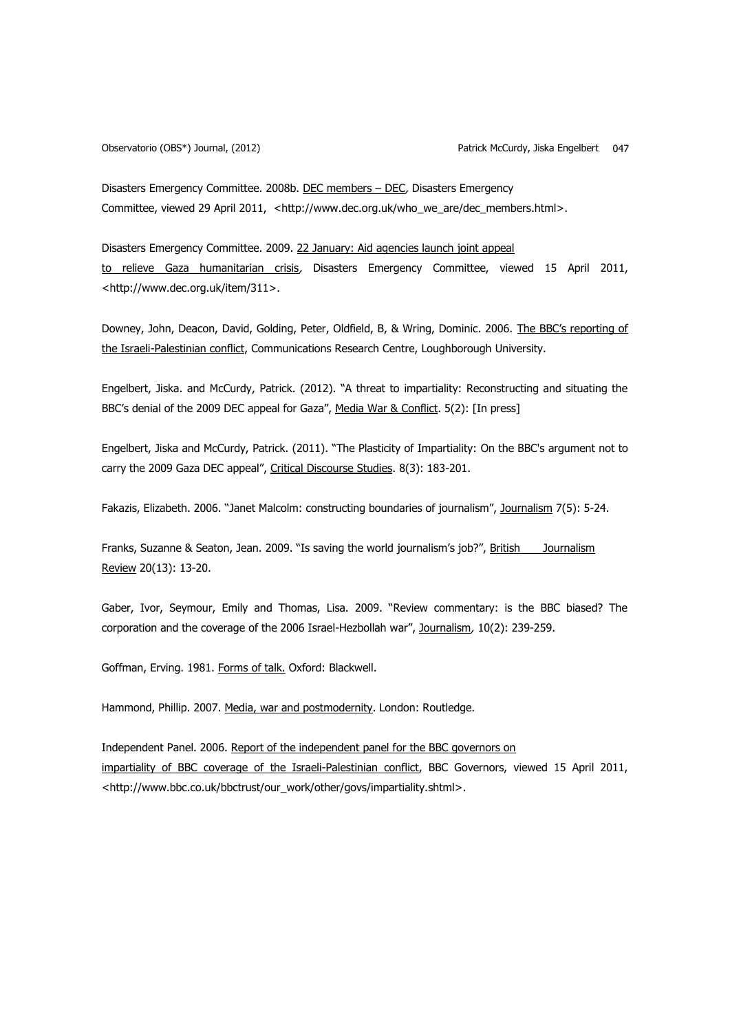Disasters Emergency Committee. 2008b. DEC members – DEC, Disasters Emergency Committee, viewed 29 April 2011, <http://www.dec.org.uk/who_we_are/dec_members.html>.

Disasters Emergency Committee. 2009. 22 January: Aid agencies launch joint appeal to relieve Gaza humanitarian crisis, Disasters Emergency Committee, viewed 15 April 2011, <http://www.dec.org.uk/item/311>.

Downey, John, Deacon, David, Golding, Peter, Oldfield, B, & Wring, Dominic. 2006. The BBC's reporting of the Israeli-Palestinian conflict, Communications Research Centre, Loughborough University.

Engelbert, Jiska. and McCurdy, Patrick. (2012). "A threat to impartiality: Reconstructing and situating the BBC's denial of the 2009 DEC appeal for Gaza", Media War & Conflict. 5(2): [In press]

Engelbert, Jiska and McCurdy, Patrick. (2011). "The Plasticity of Impartiality: On the BBC's argument not to carry the 2009 Gaza DEC appeal", Critical Discourse Studies. 8(3): 183-201.

Fakazis, Elizabeth. 2006. "Janet Malcolm: constructing boundaries of journalism", Journalism 7(5): 5-24.

Franks, Suzanne & Seaton, Jean. 2009. "Is saving the world journalism's job?", British Journalism Review 20(13): 13-20.

Gaber, Ivor, Seymour, Emily and Thomas, Lisa. 2009. "Review commentary: is the BBC biased? The corporation and the coverage of the 2006 Israel-Hezbollah war", Journalism, 10(2): 239-259.

Goffman, Erving. 1981. Forms of talk. Oxford: Blackwell.

Hammond, Phillip. 2007. Media, war and postmodernity. London: Routledge.

Independent Panel. 2006. Report of the independent panel for the BBC governors on impartiality of BBC coverage of the Israeli-Palestinian conflict, BBC Governors, viewed 15 April 2011, <http://www.bbc.co.uk/bbctrust/our_work/other/govs/impartiality.shtml>.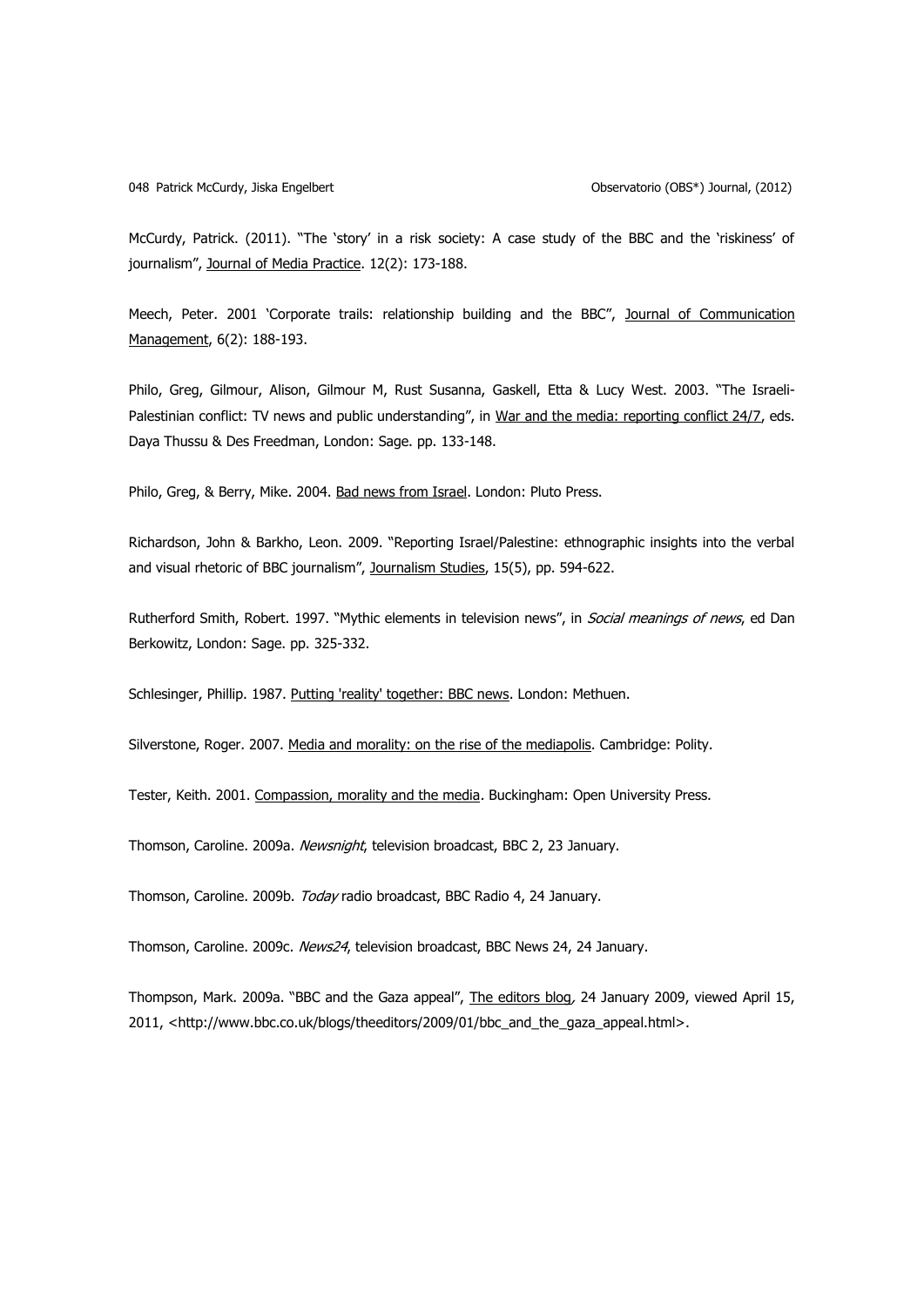McCurdy, Patrick. (2011). "The 'story' in a risk society: A case study of the BBC and the 'riskiness' of journalism", Journal of Media Practice. 12(2): 173-188.

Meech, Peter. 2001 'Corporate trails: relationship building and the BBC", Journal of Communication Management, 6(2): 188-193.

Philo, Greg, Gilmour, Alison, Gilmour M, Rust Susanna, Gaskell, Etta & Lucy West. 2003. "The Israeli-Palestinian conflict: TV news and public understanding", in War and the media: reporting conflict 24/7, eds. Daya Thussu & Des Freedman, London: Sage. pp. 133-148.

Philo, Greg, & Berry, Mike. 2004. Bad news from Israel. London: Pluto Press.

Richardson, John & Barkho, Leon. 2009. "Reporting Israel/Palestine: ethnographic insights into the verbal and visual rhetoric of BBC journalism", Journalism Studies, 15(5), pp. 594-622.

Rutherford Smith, Robert. 1997. "Mythic elements in television news", in *Social meanings of news*, ed Dan Berkowitz, London: Sage. pp. 325-332.

Schlesinger, Phillip. 1987. Putting 'reality' together: BBC news. London: Methuen.

Silverstone, Roger. 2007. Media and morality: on the rise of the mediapolis. Cambridge: Polity.

Tester, Keith. 2001. Compassion, morality and the media. Buckingham: Open University Press.

Thomson, Caroline. 2009a. *Newsnight*, television broadcast, BBC 2, 23 January.

Thomson, Caroline. 2009b. *Today* radio broadcast, BBC Radio 4, 24 January.

Thomson, Caroline. 2009c. *News24*, television broadcast, BBC News 24, 24 January.

Thompson, Mark. 2009a. "BBC and the Gaza appeal", The editors blog, 24 January 2009, viewed April 15, 2011, <http://www.bbc.co.uk/blogs/theeditors/2009/01/bbc_and_the_gaza_appeal.html>.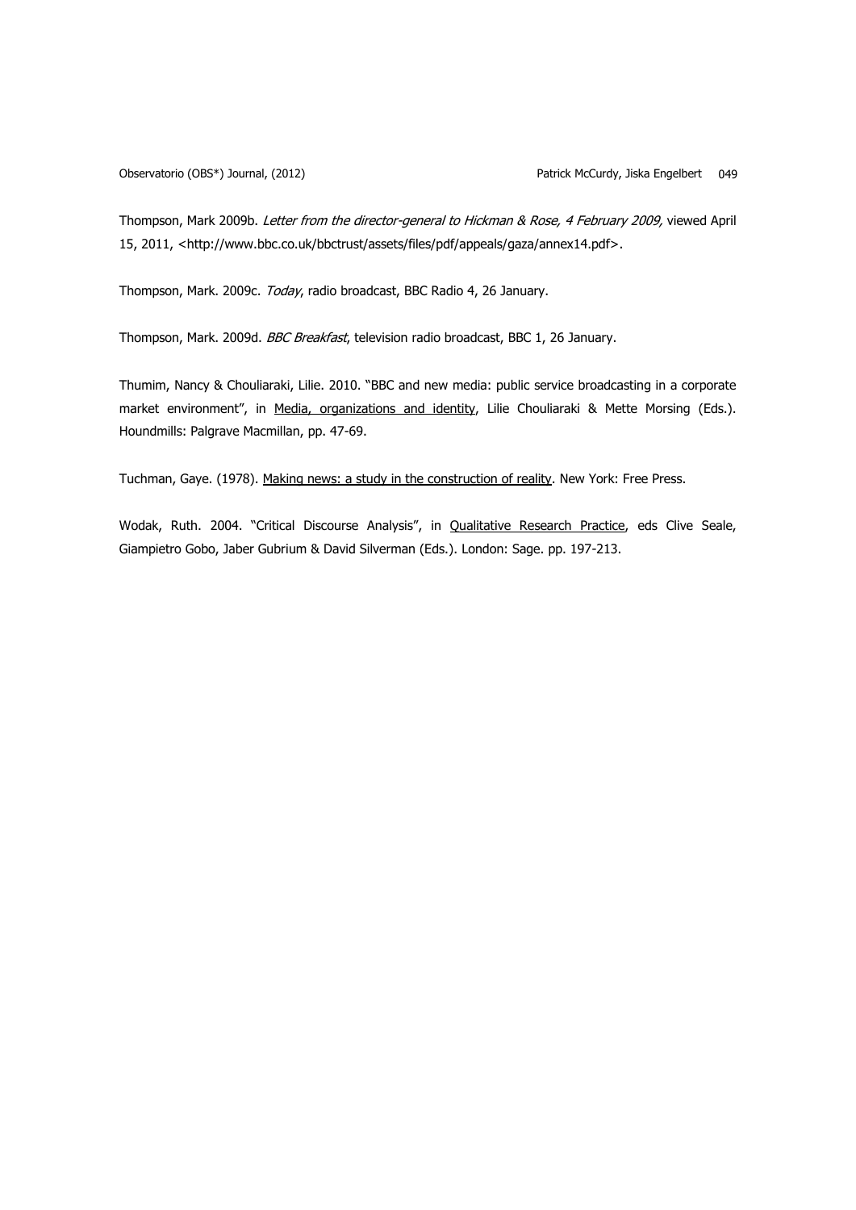Thompson, Mark 2009b. *Letter from the director-general to Hickman & Rose, 4 February 2009,* viewed April 15, 2011, <http://www.bbc.co.uk/bbctrust/assets/files/pdf/appeals/gaza/annex14.pdf>.

Thompson, Mark. 2009c. *Today*, radio broadcast, BBC Radio 4, 26 January.

Thompson, Mark. 2009d. *BBC Breakfast*, television radio broadcast, BBC 1, 26 January.

Thumim, Nancy & Chouliaraki, Lilie. 2010. "BBC and new media: public service broadcasting in a corporate market environment", in Media, organizations and identity, Lilie Chouliaraki & Mette Morsing (Eds.). Houndmills: Palgrave Macmillan, pp. 47-69.

Tuchman, Gaye. (1978). Making news: a study in the construction of reality. New York: Free Press.

Wodak, Ruth. 2004. "Critical Discourse Analysis", in Qualitative Research Practice, eds Clive Seale, Giampietro Gobo, Jaber Gubrium & David Silverman (Eds.). London: Sage. pp. 197-213.